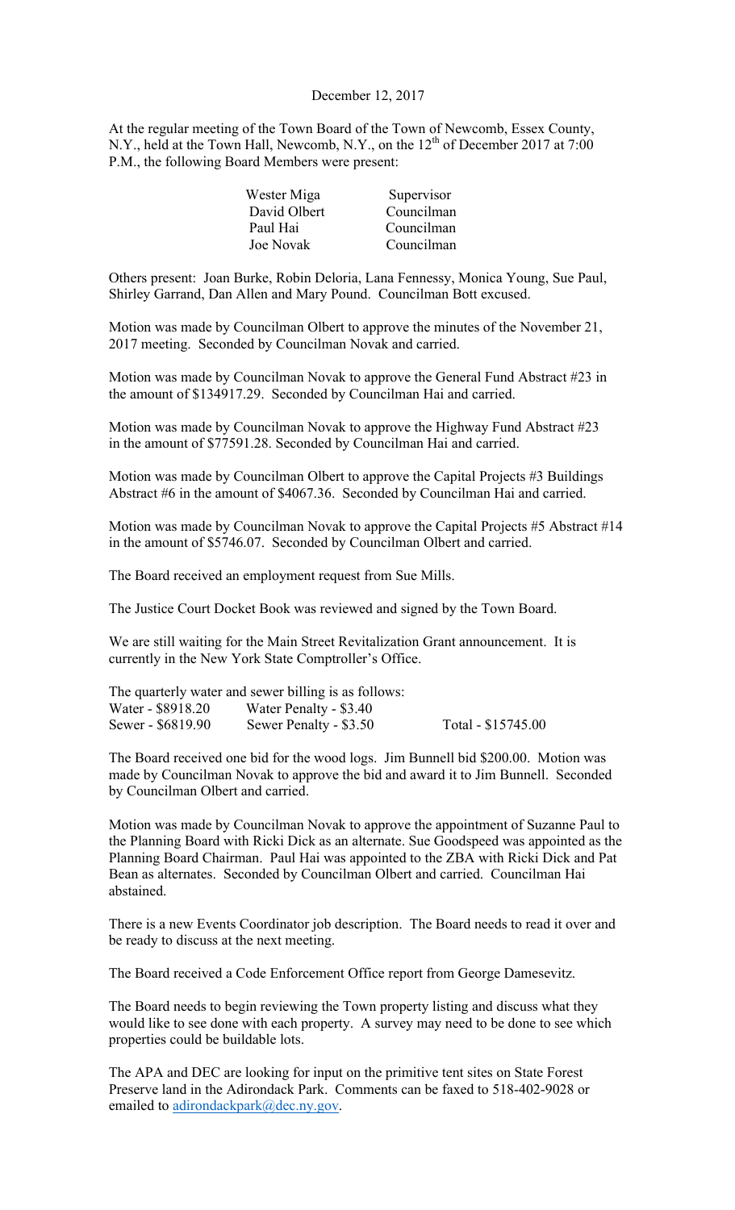December 12, 2017

At the regular meeting of the Town Board of the Town of Newcomb, Essex County, N.Y., held at the Town Hall, Newcomb, N.Y., on the 12th of December 2017 at 7:00 P.M., the following Board Members were present:

| | |
|---|---|
| Wester Miga | Supervisor |
| David Olbert | Councilman |
| Paul Hai | Councilman |
| Joe Novak | Councilman |

Others present: Joan Burke, Robin Deloria, Lana Fennessy, Monica Young, Sue Paul, Shirley Garrand, Dan Allen and Mary Pound. Councilman Bott excused.

Motion was made by Councilman Olbert to approve the minutes of the November 21, 2017 meeting. Seconded by Councilman Novak and carried.

Motion was made by Councilman Novak to approve the General Fund Abstract #23 in the amount of $134917.29. Seconded by Councilman Hai and carried.

Motion was made by Councilman Novak to approve the Highway Fund Abstract #23 in the amount of $77591.28. Seconded by Councilman Hai and carried.

Motion was made by Councilman Olbert to approve the Capital Projects #3 Buildings Abstract #6 in the amount of $4067.36. Seconded by Councilman Hai and carried.

Motion was made by Councilman Novak to approve the Capital Projects #5 Abstract #14 in the amount of $5746.07. Seconded by Councilman Olbert and carried.

The Board received an employment request from Sue Mills.

The Justice Court Docket Book was reviewed and signed by the Town Board.

We are still waiting for the Main Street Revitalization Grant announcement. It is currently in the New York State Comptroller's Office.

The quarterly water and sewer billing is as follows:

| | | |
|---|---|---|
| Water - $8918.20 | Water Penalty - $3.40 | |
| Sewer - $6819.90 | Sewer Penalty - $3.50 | Total - $15745.00 |

The Board received one bid for the wood logs. Jim Bunnell bid $200.00. Motion was made by Councilman Novak to approve the bid and award it to Jim Bunnell. Seconded by Councilman Olbert and carried.

Motion was made by Councilman Novak to approve the appointment of Suzanne Paul to the Planning Board with Ricki Dick as an alternate. Sue Goodspeed was appointed as the Planning Board Chairman. Paul Hai was appointed to the ZBA with Ricki Dick and Pat Bean as alternates. Seconded by Councilman Olbert and carried. Councilman Hai abstained.

There is a new Events Coordinator job description. The Board needs to read it over and be ready to discuss at the next meeting.

The Board received a Code Enforcement Office report from George Damesevitz.

The Board needs to begin reviewing the Town property listing and discuss what they would like to see done with each property. A survey may need to be done to see which properties could be buildable lots.

The APA and DEC are looking for input on the primitive tent sites on State Forest Preserve land in the Adirondack Park. Comments can be faxed to 518-402-9028 or emailed to adirondackpark@dec.ny.gov.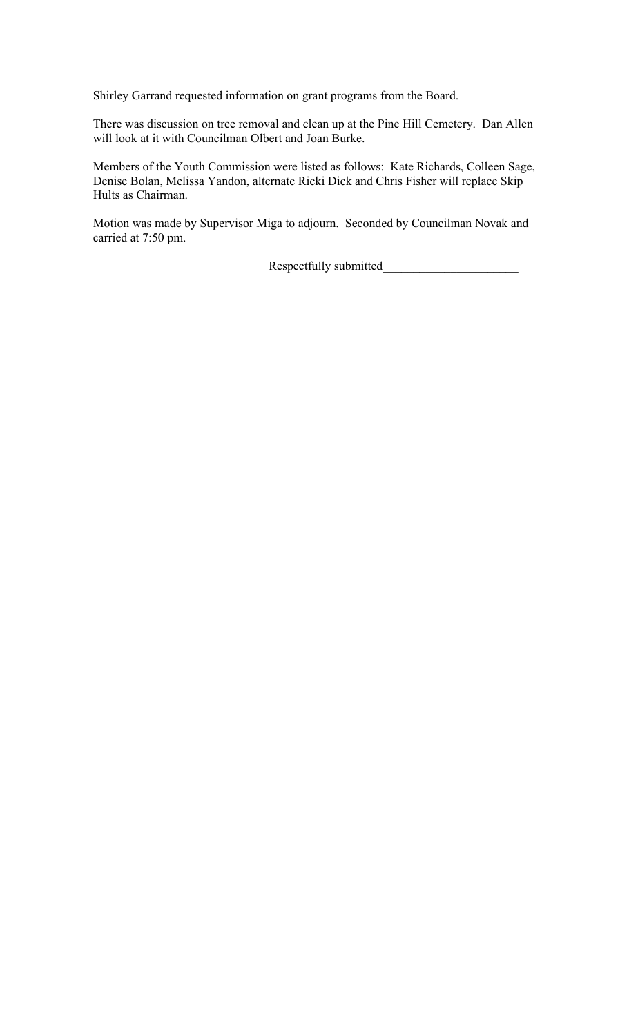Shirley Garrand requested information on grant programs from the Board.

There was discussion on tree removal and clean up at the Pine Hill Cemetery. Dan Allen will look at it with Councilman Olbert and Joan Burke.

Members of the Youth Commission were listed as follows: Kate Richards, Colleen Sage, Denise Bolan, Melissa Yandon, alternate Ricki Dick and Chris Fisher will replace Skip Hults as Chairman.

Motion was made by Supervisor Miga to adjourn. Seconded by Councilman Novak and carried at 7:50 pm.

Respectfully submitted______________________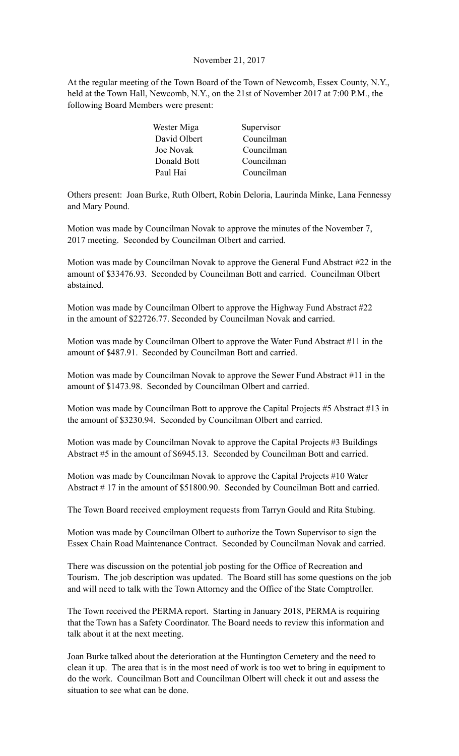November 21, 2017

At the regular meeting of the Town Board of the Town of Newcomb, Essex County, N.Y., held at the Town Hall, Newcomb, N.Y., on the 21st of November 2017 at 7:00 P.M., the following Board Members were present:

| | |
|---|---|
| Wester Miga | Supervisor |
| David Olbert | Councilman |
| Joe Novak | Councilman |
| Donald Bott | Councilman |
| Paul Hai | Councilman |

Others present: Joan Burke, Ruth Olbert, Robin Deloria, Laurinda Minke, Lana Fennessy and Mary Pound.

Motion was made by Councilman Novak to approve the minutes of the November 7, 2017 meeting. Seconded by Councilman Olbert and carried.

Motion was made by Councilman Novak to approve the General Fund Abstract #22 in the amount of $33476.93. Seconded by Councilman Bott and carried. Councilman Olbert abstained.

Motion was made by Councilman Olbert to approve the Highway Fund Abstract #22 in the amount of $22726.77. Seconded by Councilman Novak and carried.

Motion was made by Councilman Olbert to approve the Water Fund Abstract #11 in the amount of $487.91. Seconded by Councilman Bott and carried.

Motion was made by Councilman Novak to approve the Sewer Fund Abstract #11 in the amount of $1473.98. Seconded by Councilman Olbert and carried.

Motion was made by Councilman Bott to approve the Capital Projects #5 Abstract #13 in the amount of $3230.94. Seconded by Councilman Olbert and carried.

Motion was made by Councilman Novak to approve the Capital Projects #3 Buildings Abstract #5 in the amount of $6945.13. Seconded by Councilman Bott and carried.

Motion was made by Councilman Novak to approve the Capital Projects #10 Water Abstract # 17 in the amount of $51800.90. Seconded by Councilman Bott and carried.

The Town Board received employment requests from Tarryn Gould and Rita Stubing.

Motion was made by Councilman Olbert to authorize the Town Supervisor to sign the Essex Chain Road Maintenance Contract. Seconded by Councilman Novak and carried.

There was discussion on the potential job posting for the Office of Recreation and Tourism. The job description was updated. The Board still has some questions on the job and will need to talk with the Town Attorney and the Office of the State Comptroller.

The Town received the PERMA report. Starting in January 2018, PERMA is requiring that the Town has a Safety Coordinator. The Board needs to review this information and talk about it at the next meeting.

Joan Burke talked about the deterioration at the Huntington Cemetery and the need to clean it up. The area that is in the most need of work is too wet to bring in equipment to do the work. Councilman Bott and Councilman Olbert will check it out and assess the situation to see what can be done.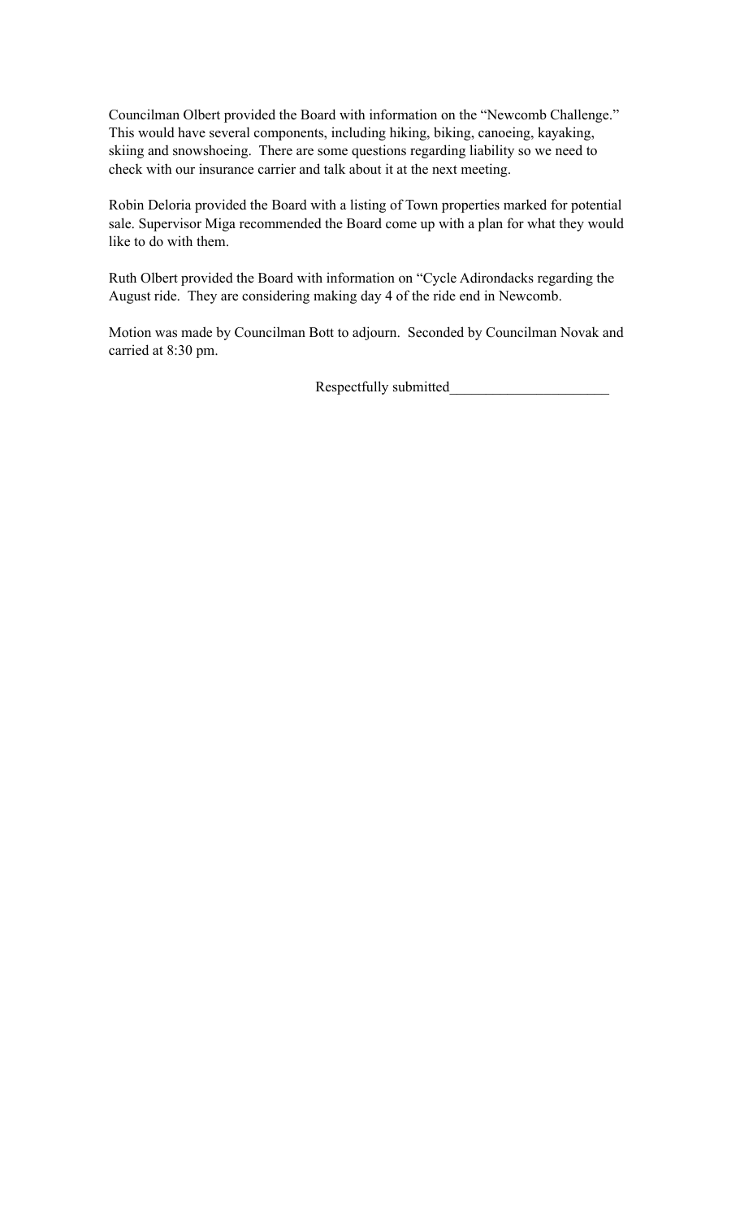Councilman Olbert provided the Board with information on the "Newcomb Challenge." This would have several components, including hiking, biking, canoeing, kayaking, skiing and snowshoeing. There are some questions regarding liability so we need to check with our insurance carrier and talk about it at the next meeting.

Robin Deloria provided the Board with a listing of Town properties marked for potential sale. Supervisor Miga recommended the Board come up with a plan for what they would like to do with them.

Ruth Olbert provided the Board with information on "Cycle Adirondacks regarding the August ride. They are considering making day 4 of the ride end in Newcomb.

Motion was made by Councilman Bott to adjourn. Seconded by Councilman Novak and carried at 8:30 pm.

Respectfully submitted_____________________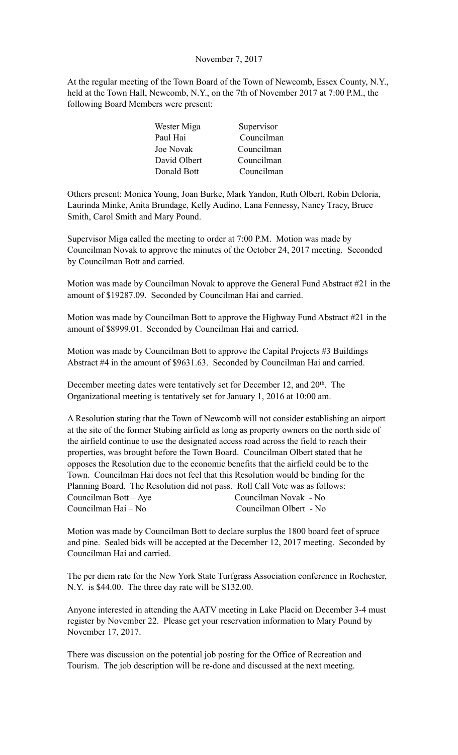November 7, 2017

At the regular meeting of the Town Board of the Town of Newcomb, Essex County, N.Y., held at the Town Hall, Newcomb, N.Y., on the 7th of November 2017 at 7:00 P.M., the following Board Members were present:

| | |
|---|---|
| Wester Miga | Supervisor |
| Paul Hai | Councilman |
| Joe Novak | Councilman |
| David Olbert | Councilman |
| Donald Bott | Councilman |

Others present: Monica Young, Joan Burke, Mark Yandon, Ruth Olbert, Robin Deloria, Laurinda Minke, Anita Brundage, Kelly Audino, Lana Fennessy, Nancy Tracy, Bruce Smith, Carol Smith and Mary Pound.

Supervisor Miga called the meeting to order at 7:00 P.M. Motion was made by Councilman Novak to approve the minutes of the October 24, 2017 meeting. Seconded by Councilman Bott and carried.

Motion was made by Councilman Novak to approve the General Fund Abstract #21 in the amount of $19287.09. Seconded by Councilman Hai and carried.

Motion was made by Councilman Bott to approve the Highway Fund Abstract #21 in the amount of $8999.01. Seconded by Councilman Hai and carried.

Motion was made by Councilman Bott to approve the Capital Projects #3 Buildings Abstract #4 in the amount of $9631.63. Seconded by Councilman Hai and carried.

December meeting dates were tentatively set for December 12, and 20th. The Organizational meeting is tentatively set for January 1, 2016 at 10:00 am.

A Resolution stating that the Town of Newcomb will not consider establishing an airport at the site of the former Stubing airfield as long as property owners on the north side of the airfield continue to use the designated access road across the field to reach their properties, was brought before the Town Board. Councilman Olbert stated that he opposes the Resolution due to the economic benefits that the airfield could be to the Town. Councilman Hai does not feel that this Resolution would be binding for the Planning Board. The Resolution did not pass. Roll Call Vote was as follows:

| | |
|---|---|
| Councilman Bott – Aye | Councilman Novak - No |
| Councilman Hai – No | Councilman Olbert - No |

Motion was made by Councilman Bott to declare surplus the 1800 board feet of spruce and pine. Sealed bids will be accepted at the December 12, 2017 meeting. Seconded by Councilman Hai and carried.

The per diem rate for the New York State Turfgrass Association conference in Rochester, N.Y. is $44.00. The three day rate will be $132.00.

Anyone interested in attending the AATV meeting in Lake Placid on December 3-4 must register by November 22. Please get your reservation information to Mary Pound by November 17, 2017.

There was discussion on the potential job posting for the Office of Recreation and Tourism. The job description will be re-done and discussed at the next meeting.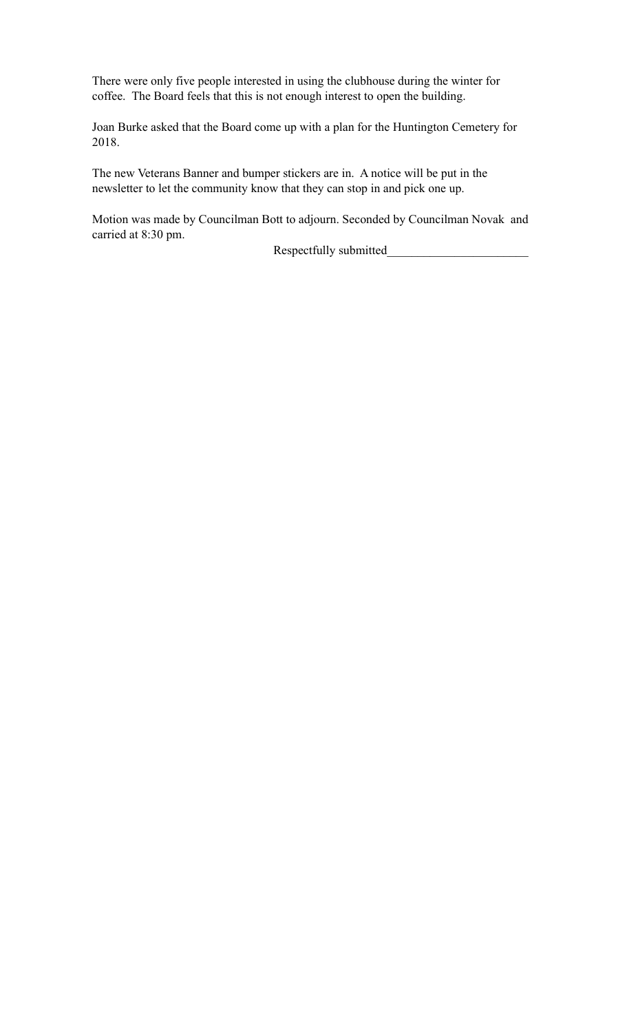There were only five people interested in using the clubhouse during the winter for coffee.  The Board feels that this is not enough interest to open the building.

Joan Burke asked that the Board come up with a plan for the Huntington Cemetery for 2018.

The new Veterans Banner and bumper stickers are in.  A notice will be put in the newsletter to let the community know that they can stop in and pick one up.

Motion was made by Councilman Bott to adjourn. Seconded by Councilman Novak  and carried at 8:30 pm.

Respectfully submitted_______________________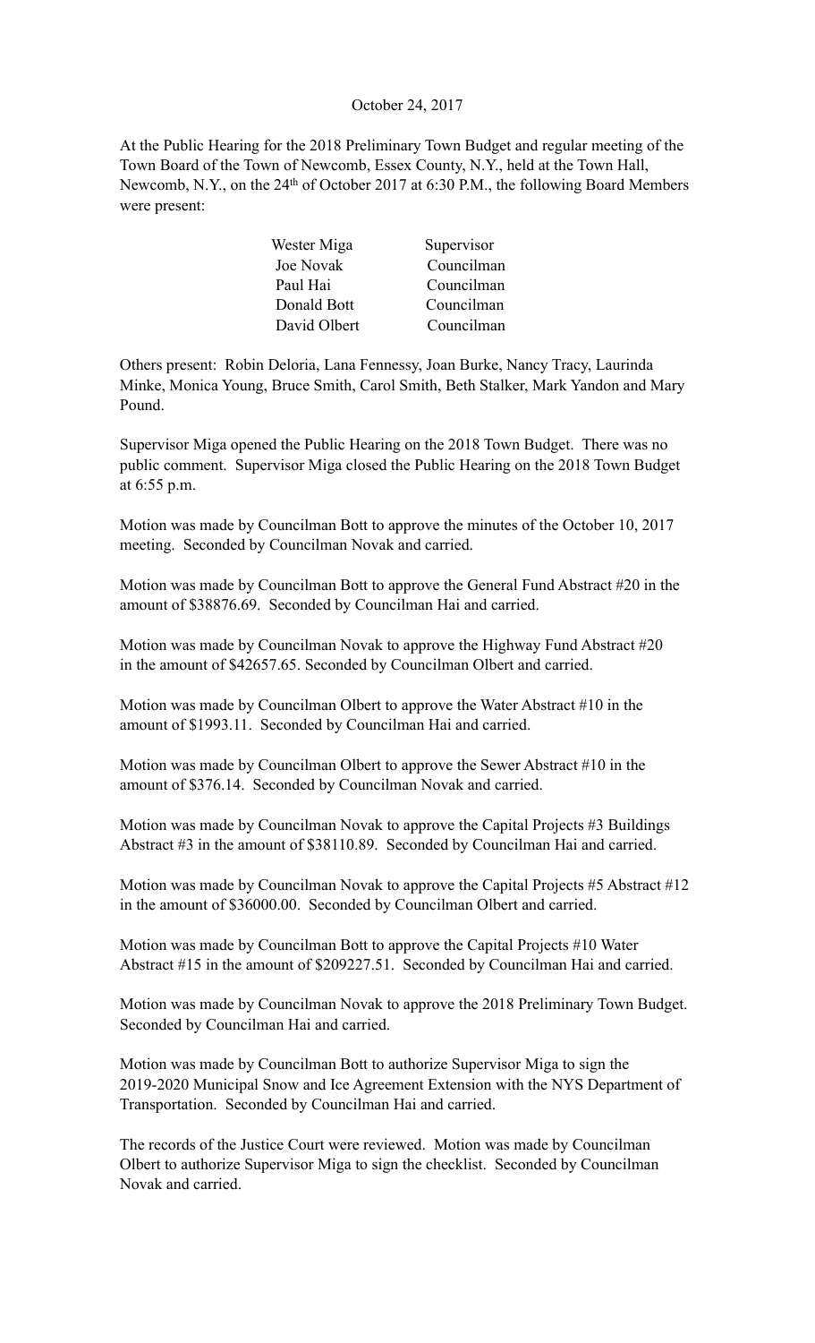October 24, 2017

At the Public Hearing for the 2018 Preliminary Town Budget and regular meeting of the Town Board of the Town of Newcomb, Essex County, N.Y., held at the Town Hall, Newcomb, N.Y., on the 24th of October 2017 at 6:30 P.M., the following Board Members were present:

| | |
|---|---|
| Wester Miga | Supervisor |
| Joe Novak | Councilman |
| Paul Hai | Councilman |
| Donald Bott | Councilman |
| David Olbert | Councilman |

Others present: Robin Deloria, Lana Fennessy, Joan Burke, Nancy Tracy, Laurinda Minke, Monica Young, Bruce Smith, Carol Smith, Beth Stalker, Mark Yandon and Mary Pound.

Supervisor Miga opened the Public Hearing on the 2018 Town Budget. There was no public comment. Supervisor Miga closed the Public Hearing on the 2018 Town Budget at 6:55 p.m.

Motion was made by Councilman Bott to approve the minutes of the October 10, 2017 meeting. Seconded by Councilman Novak and carried.

Motion was made by Councilman Bott to approve the General Fund Abstract #20 in the amount of $38876.69. Seconded by Councilman Hai and carried.

Motion was made by Councilman Novak to approve the Highway Fund Abstract #20 in the amount of $42657.65. Seconded by Councilman Olbert and carried.

Motion was made by Councilman Olbert to approve the Water Abstract #10 in the amount of $1993.11. Seconded by Councilman Hai and carried.

Motion was made by Councilman Olbert to approve the Sewer Abstract #10 in the amount of $376.14. Seconded by Councilman Novak and carried.

Motion was made by Councilman Novak to approve the Capital Projects #3 Buildings Abstract #3 in the amount of $38110.89. Seconded by Councilman Hai and carried.

Motion was made by Councilman Novak to approve the Capital Projects #5 Abstract #12 in the amount of $36000.00. Seconded by Councilman Olbert and carried.

Motion was made by Councilman Bott to approve the Capital Projects #10 Water Abstract #15 in the amount of $209227.51. Seconded by Councilman Hai and carried.

Motion was made by Councilman Novak to approve the 2018 Preliminary Town Budget. Seconded by Councilman Hai and carried.

Motion was made by Councilman Bott to authorize Supervisor Miga to sign the 2019-2020 Municipal Snow and Ice Agreement Extension with the NYS Department of Transportation. Seconded by Councilman Hai and carried.

The records of the Justice Court were reviewed. Motion was made by Councilman Olbert to authorize Supervisor Miga to sign the checklist. Seconded by Councilman Novak and carried.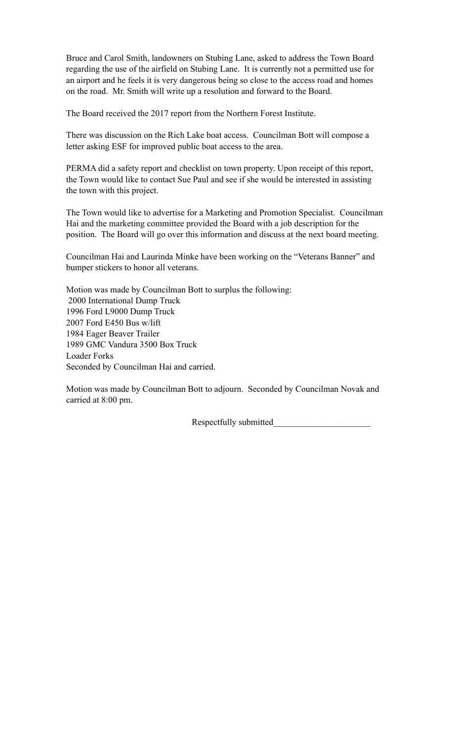Bruce and Carol Smith, landowners on Stubing Lane, asked to address the Town Board regarding the use of the airfield on Stubing Lane. It is currently not a permitted use for an airport and he feels it is very dangerous being so close to the access road and homes on the road. Mr. Smith will write up a resolution and forward to the Board.

The Board received the 2017 report from the Northern Forest Institute.

There was discussion on the Rich Lake boat access. Councilman Bott will compose a letter asking ESF for improved public boat access to the area.

PERMA did a safety report and checklist on town property. Upon receipt of this report, the Town would like to contact Sue Paul and see if she would be interested in assisting the town with this project.

The Town would like to advertise for a Marketing and Promotion Specialist. Councilman Hai and the marketing committee provided the Board with a job description for the position. The Board will go over this information and discuss at the next board meeting.

Councilman Hai and Laurinda Minke have been working on the "Veterans Banner" and bumper stickers to honor all veterans.

Motion was made by Councilman Bott to surplus the following:
2000 International Dump Truck
1996 Ford L9000 Dump Truck
2007 Ford E450 Bus w/lift
1984 Eager Beaver Trailer
1989 GMC Vandura 3500 Box Truck
Loader Forks
Seconded by Councilman Hai and carried.

Motion was made by Councilman Bott to adjourn. Seconded by Councilman Novak and carried at 8:00 pm.

Respectfully submitted_____________________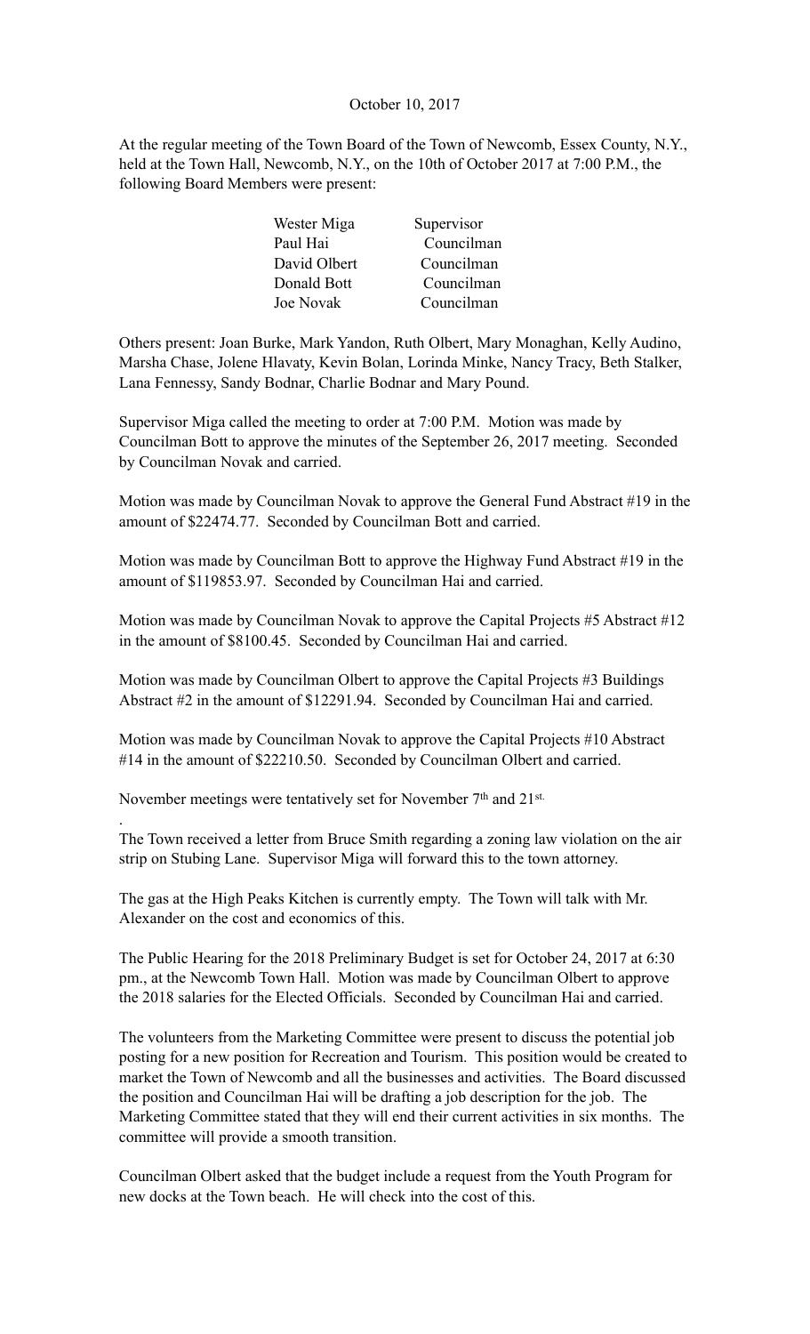October 10, 2017

At the regular meeting of the Town Board of the Town of Newcomb, Essex County, N.Y., held at the Town Hall, Newcomb, N.Y., on the 10th of October 2017 at 7:00 P.M., the following Board Members were present:

| | |
|---|---|
| Wester Miga | Supervisor |
| Paul Hai | Councilman |
| David Olbert | Councilman |
| Donald Bott | Councilman |
| Joe Novak | Councilman |

Others present: Joan Burke, Mark Yandon, Ruth Olbert, Mary Monaghan, Kelly Audino, Marsha Chase, Jolene Hlavaty, Kevin Bolan, Lorinda Minke, Nancy Tracy, Beth Stalker, Lana Fennessy, Sandy Bodnar, Charlie Bodnar and Mary Pound.

Supervisor Miga called the meeting to order at 7:00 P.M. Motion was made by Councilman Bott to approve the minutes of the September 26, 2017 meeting. Seconded by Councilman Novak and carried.

Motion was made by Councilman Novak to approve the General Fund Abstract #19 in the amount of $22474.77. Seconded by Councilman Bott and carried.

Motion was made by Councilman Bott to approve the Highway Fund Abstract #19 in the amount of $119853.97. Seconded by Councilman Hai and carried.

Motion was made by Councilman Novak to approve the Capital Projects #5 Abstract #12 in the amount of $8100.45. Seconded by Councilman Hai and carried.

Motion was made by Councilman Olbert to approve the Capital Projects #3 Buildings Abstract #2 in the amount of $12291.94. Seconded by Councilman Hai and carried.

Motion was made by Councilman Novak to approve the Capital Projects #10 Abstract #14 in the amount of $22210.50. Seconded by Councilman Olbert and carried.

November meetings were tentatively set for November 7th and 21st.

The Town received a letter from Bruce Smith regarding a zoning law violation on the air strip on Stubing Lane. Supervisor Miga will forward this to the town attorney.

The gas at the High Peaks Kitchen is currently empty. The Town will talk with Mr. Alexander on the cost and economics of this.

The Public Hearing for the 2018 Preliminary Budget is set for October 24, 2017 at 6:30 pm., at the Newcomb Town Hall. Motion was made by Councilman Olbert to approve the 2018 salaries for the Elected Officials. Seconded by Councilman Hai and carried.

The volunteers from the Marketing Committee were present to discuss the potential job posting for a new position for Recreation and Tourism. This position would be created to market the Town of Newcomb and all the businesses and activities. The Board discussed the position and Councilman Hai will be drafting a job description for the job. The Marketing Committee stated that they will end their current activities in six months. The committee will provide a smooth transition.

Councilman Olbert asked that the budget include a request from the Youth Program for new docks at the Town beach. He will check into the cost of this.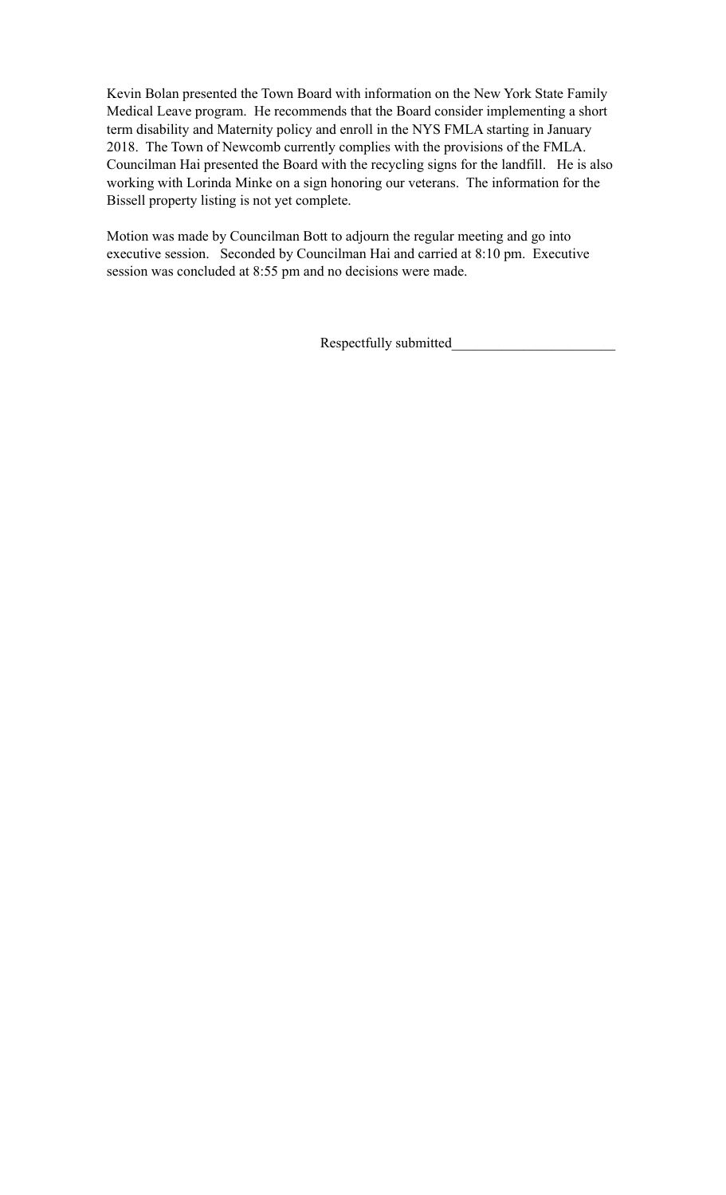Kevin Bolan presented the Town Board with information on the New York State Family Medical Leave program. He recommends that the Board consider implementing a short term disability and Maternity policy and enroll in the NYS FMLA starting in January 2018. The Town of Newcomb currently complies with the provisions of the FMLA. Councilman Hai presented the Board with the recycling signs for the landfill. He is also working with Lorinda Minke on a sign honoring our veterans. The information for the Bissell property listing is not yet complete.

Motion was made by Councilman Bott to adjourn the regular meeting and go into executive session. Seconded by Councilman Hai and carried at 8:10 pm. Executive session was concluded at 8:55 pm and no decisions were made.

Respectfully submitted_______________________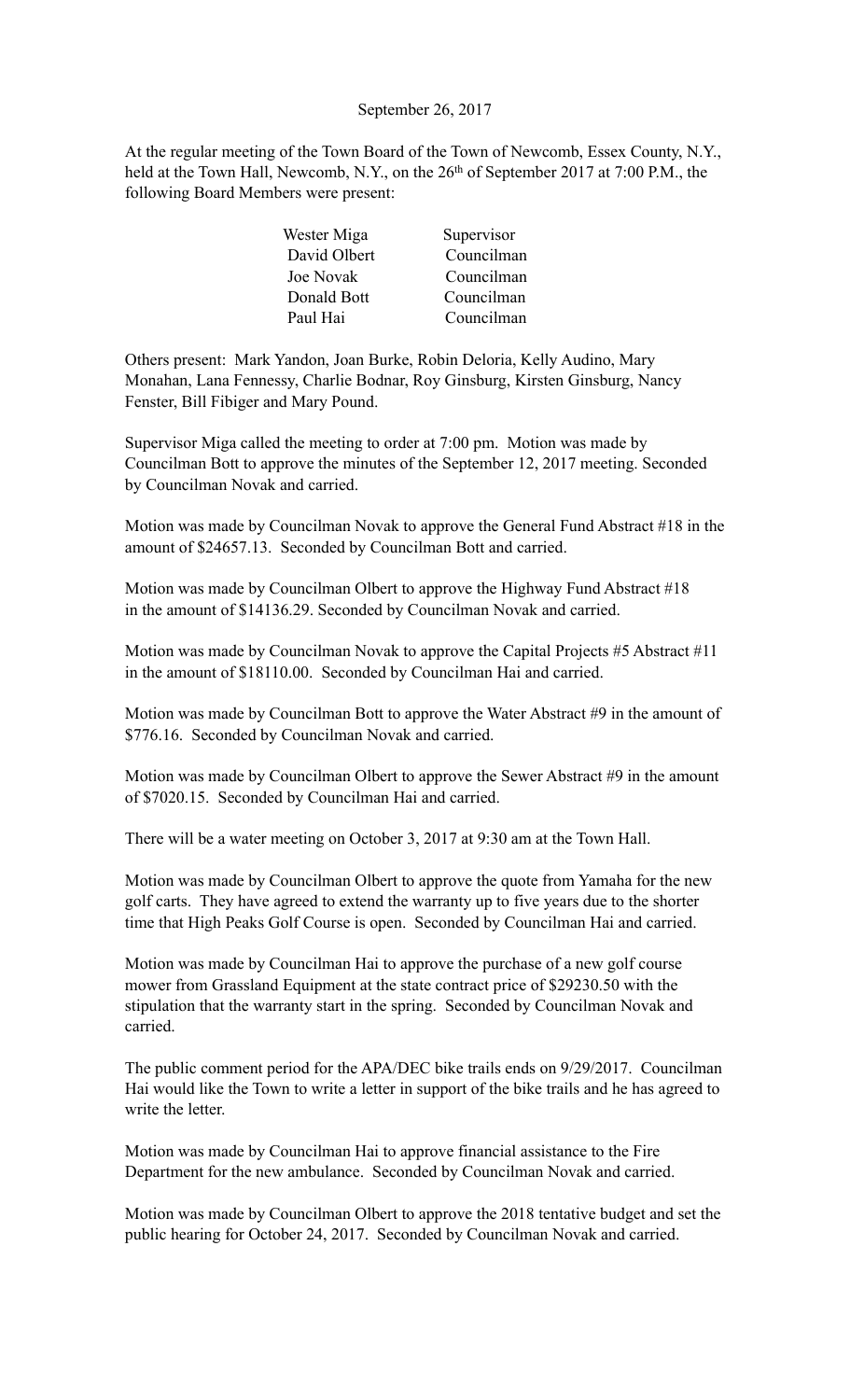September 26, 2017

At the regular meeting of the Town Board of the Town of Newcomb, Essex County, N.Y., held at the Town Hall, Newcomb, N.Y., on the 26th of September 2017 at 7:00 P.M., the following Board Members were present:

| | |
|---|---|
| Wester Miga | Supervisor |
| David Olbert | Councilman |
| Joe Novak | Councilman |
| Donald Bott | Councilman |
| Paul Hai | Councilman |

Others present: Mark Yandon, Joan Burke, Robin Deloria, Kelly Audino, Mary Monahan, Lana Fennessy, Charlie Bodnar, Roy Ginsburg, Kirsten Ginsburg, Nancy Fenster, Bill Fibiger and Mary Pound.

Supervisor Miga called the meeting to order at 7:00 pm. Motion was made by Councilman Bott to approve the minutes of the September 12, 2017 meeting. Seconded by Councilman Novak and carried.

Motion was made by Councilman Novak to approve the General Fund Abstract #18 in the amount of $24657.13. Seconded by Councilman Bott and carried.

Motion was made by Councilman Olbert to approve the Highway Fund Abstract #18 in the amount of $14136.29. Seconded by Councilman Novak and carried.

Motion was made by Councilman Novak to approve the Capital Projects #5 Abstract #11 in the amount of $18110.00. Seconded by Councilman Hai and carried.

Motion was made by Councilman Bott to approve the Water Abstract #9 in the amount of $776.16. Seconded by Councilman Novak and carried.

Motion was made by Councilman Olbert to approve the Sewer Abstract #9 in the amount of $7020.15. Seconded by Councilman Hai and carried.

There will be a water meeting on October 3, 2017 at 9:30 am at the Town Hall.

Motion was made by Councilman Olbert to approve the quote from Yamaha for the new golf carts. They have agreed to extend the warranty up to five years due to the shorter time that High Peaks Golf Course is open. Seconded by Councilman Hai and carried.

Motion was made by Councilman Hai to approve the purchase of a new golf course mower from Grassland Equipment at the state contract price of $29230.50 with the stipulation that the warranty start in the spring. Seconded by Councilman Novak and carried.

The public comment period for the APA/DEC bike trails ends on 9/29/2017. Councilman Hai would like the Town to write a letter in support of the bike trails and he has agreed to write the letter.

Motion was made by Councilman Hai to approve financial assistance to the Fire Department for the new ambulance. Seconded by Councilman Novak and carried.

Motion was made by Councilman Olbert to approve the 2018 tentative budget and set the public hearing for October 24, 2017. Seconded by Councilman Novak and carried.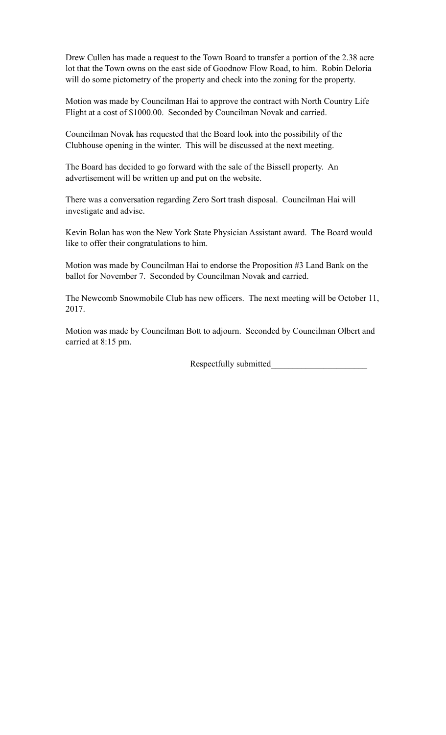Drew Cullen has made a request to the Town Board to transfer a portion of the 2.38 acre lot that the Town owns on the east side of Goodnow Flow Road, to him. Robin Deloria will do some pictometry of the property and check into the zoning for the property.

Motion was made by Councilman Hai to approve the contract with North Country Life Flight at a cost of $1000.00. Seconded by Councilman Novak and carried.

Councilman Novak has requested that the Board look into the possibility of the Clubhouse opening in the winter. This will be discussed at the next meeting.

The Board has decided to go forward with the sale of the Bissell property. An advertisement will be written up and put on the website.

There was a conversation regarding Zero Sort trash disposal. Councilman Hai will investigate and advise.

Kevin Bolan has won the New York State Physician Assistant award. The Board would like to offer their congratulations to him.

Motion was made by Councilman Hai to endorse the Proposition #3 Land Bank on the ballot for November 7. Seconded by Councilman Novak and carried.

The Newcomb Snowmobile Club has new officers. The next meeting will be October 11, 2017.

Motion was made by Councilman Bott to adjourn. Seconded by Councilman Olbert and carried at 8:15 pm.

Respectfully submitted_____________________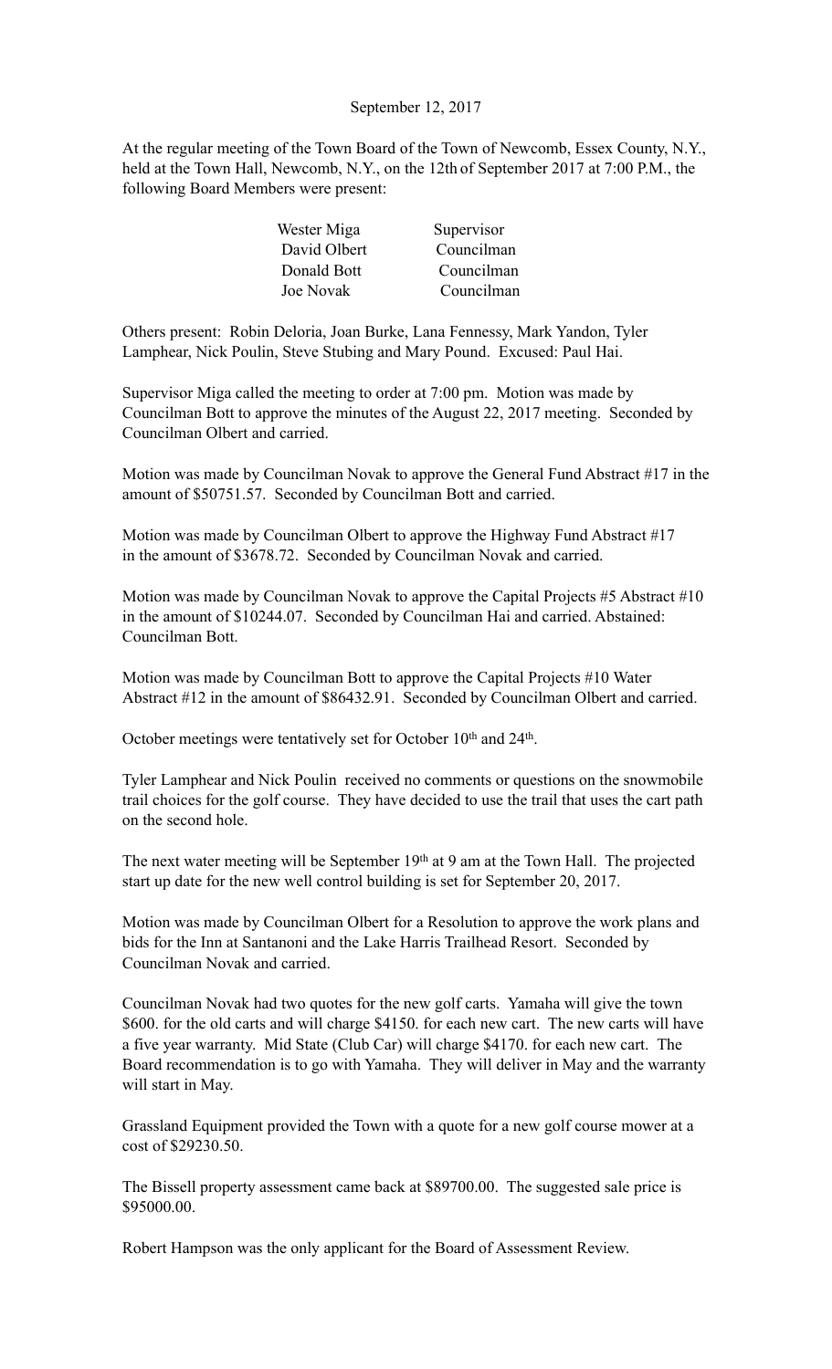September 12, 2017

At the regular meeting of the Town Board of the Town of Newcomb, Essex County, N.Y., held at the Town Hall, Newcomb, N.Y., on the 12th of September 2017 at 7:00 P.M., the following Board Members were present:

| | |
|---|---|
| Wester Miga | Supervisor |
| David Olbert | Councilman |
| Donald Bott | Councilman |
| Joe Novak | Councilman |

Others present: Robin Deloria, Joan Burke, Lana Fennessy, Mark Yandon, Tyler Lamphear, Nick Poulin, Steve Stubing and Mary Pound. Excused: Paul Hai.

Supervisor Miga called the meeting to order at 7:00 pm. Motion was made by Councilman Bott to approve the minutes of the August 22, 2017 meeting. Seconded by Councilman Olbert and carried.

Motion was made by Councilman Novak to approve the General Fund Abstract #17 in the amount of $50751.57. Seconded by Councilman Bott and carried.

Motion was made by Councilman Olbert to approve the Highway Fund Abstract #17 in the amount of $3678.72. Seconded by Councilman Novak and carried.

Motion was made by Councilman Novak to approve the Capital Projects #5 Abstract #10 in the amount of $10244.07. Seconded by Councilman Hai and carried. Abstained: Councilman Bott.

Motion was made by Councilman Bott to approve the Capital Projects #10 Water Abstract #12 in the amount of $86432.91. Seconded by Councilman Olbert and carried.

October meetings were tentatively set for October 10th and 24th.

Tyler Lamphear and Nick Poulin received no comments or questions on the snowmobile trail choices for the golf course. They have decided to use the trail that uses the cart path on the second hole.

The next water meeting will be September 19th at 9 am at the Town Hall. The projected start up date for the new well control building is set for September 20, 2017.

Motion was made by Councilman Olbert for a Resolution to approve the work plans and bids for the Inn at Santanoni and the Lake Harris Trailhead Resort. Seconded by Councilman Novak and carried.

Councilman Novak had two quotes for the new golf carts. Yamaha will give the town $600. for the old carts and will charge $4150. for each new cart. The new carts will have a five year warranty. Mid State (Club Car) will charge $4170. for each new cart. The Board recommendation is to go with Yamaha. They will deliver in May and the warranty will start in May.

Grassland Equipment provided the Town with a quote for a new golf course mower at a cost of $29230.50.

The Bissell property assessment came back at $89700.00. The suggested sale price is $95000.00.

Robert Hampson was the only applicant for the Board of Assessment Review.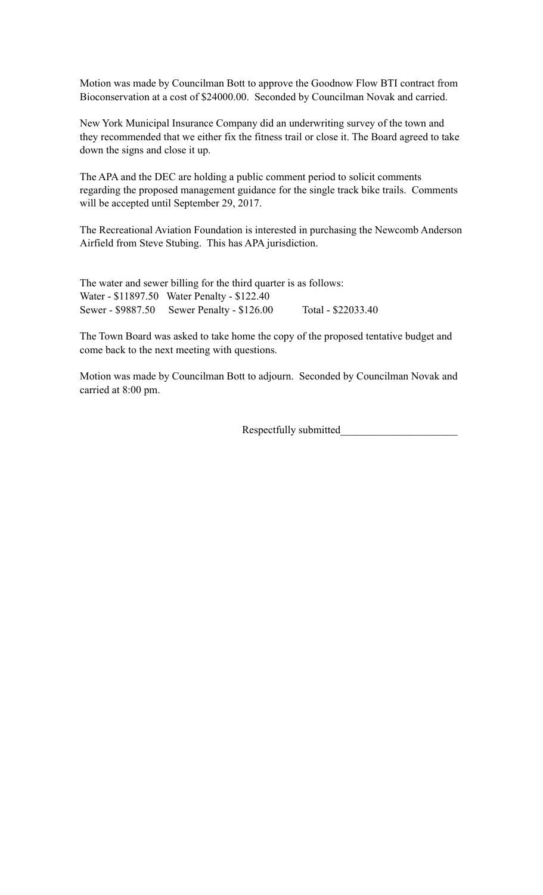Motion was made by Councilman Bott to approve the Goodnow Flow BTI contract from Bioconservation at a cost of $24000.00. Seconded by Councilman Novak and carried.

New York Municipal Insurance Company did an underwriting survey of the town and they recommended that we either fix the fitness trail or close it. The Board agreed to take down the signs and close it up.

The APA and the DEC are holding a public comment period to solicit comments regarding the proposed management guidance for the single track bike trails. Comments will be accepted until September 29, 2017.

The Recreational Aviation Foundation is interested in purchasing the Newcomb Anderson Airfield from Steve Stubing. This has APA jurisdiction.

The water and sewer billing for the third quarter is as follows:
Water - $11897.50 Water Penalty - $122.40
Sewer - $9887.50 Sewer Penalty - $126.00 Total - $22033.40

The Town Board was asked to take home the copy of the proposed tentative budget and come back to the next meeting with questions.

Motion was made by Councilman Bott to adjourn. Seconded by Councilman Novak and carried at 8:00 pm.

Respectfully submitted______________________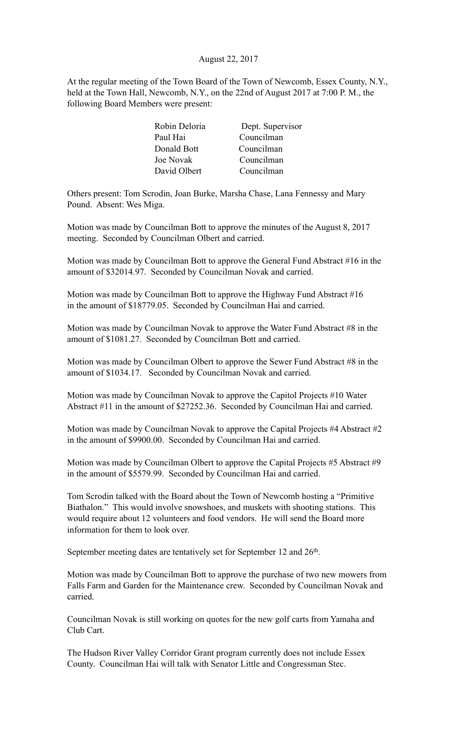August 22, 2017

At the regular meeting of the Town Board of the Town of Newcomb, Essex County, N.Y., held at the Town Hall, Newcomb, N.Y., on the 22nd of August 2017 at 7:00 P. M., the following Board Members were present:

| | |
|---|---|
| Robin Deloria | Dept. Supervisor |
| Paul Hai | Councilman |
| Donald Bott | Councilman |
| Joe Novak | Councilman |
| David Olbert | Councilman |

Others present: Tom Scrodin, Joan Burke, Marsha Chase, Lana Fennessy and Mary Pound. Absent: Wes Miga.

Motion was made by Councilman Bott to approve the minutes of the August 8, 2017 meeting. Seconded by Councilman Olbert and carried.

Motion was made by Councilman Bott to approve the General Fund Abstract #16 in the amount of $32014.97. Seconded by Councilman Novak and carried.

Motion was made by Councilman Bott to approve the Highway Fund Abstract #16 in the amount of $18779.05. Seconded by Councilman Hai and carried.

Motion was made by Councilman Novak to approve the Water Fund Abstract #8 in the amount of $1081.27. Seconded by Councilman Bott and carried.

Motion was made by Councilman Olbert to approve the Sewer Fund Abstract #8 in the amount of $1034.17. Seconded by Councilman Novak and carried.

Motion was made by Councilman Novak to approve the Capitol Projects #10 Water Abstract #11 in the amount of $27252.36. Seconded by Councilman Hai and carried.

Motion was made by Councilman Novak to approve the Capital Projects #4 Abstract #2 in the amount of $9900.00. Seconded by Councilman Hai and carried.

Motion was made by Councilman Olbert to approve the Capital Projects #5 Abstract #9 in the amount of $5579.99. Seconded by Councilman Hai and carried.

Tom Scrodin talked with the Board about the Town of Newcomb hosting a "Primitive Biathalon." This would involve snowshoes, and muskets with shooting stations. This would require about 12 volunteers and food vendors. He will send the Board more information for them to look over.

September meeting dates are tentatively set for September 12 and 26th.

Motion was made by Councilman Bott to approve the purchase of two new mowers from Falls Farm and Garden for the Maintenance crew. Seconded by Councilman Novak and carried.

Councilman Novak is still working on quotes for the new golf carts from Yamaha and Club Cart.

The Hudson River Valley Corridor Grant program currently does not include Essex County. Councilman Hai will talk with Senator Little and Congressman Stec.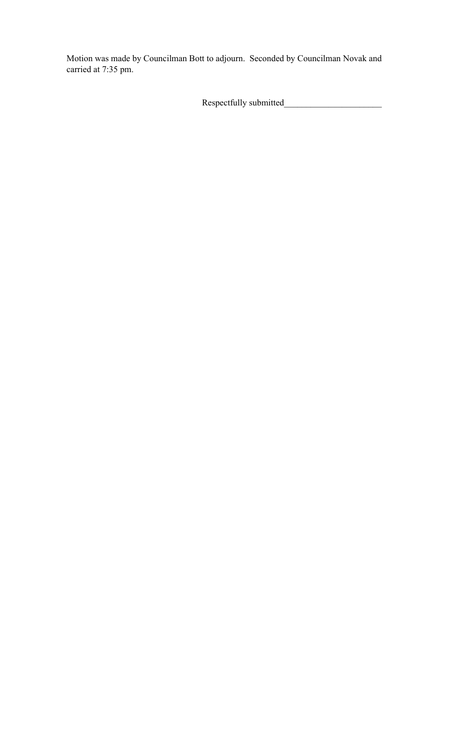Motion was made by Councilman Bott to adjourn. Seconded by Councilman Novak and carried at 7:35 pm.

Respectfully submitted______________________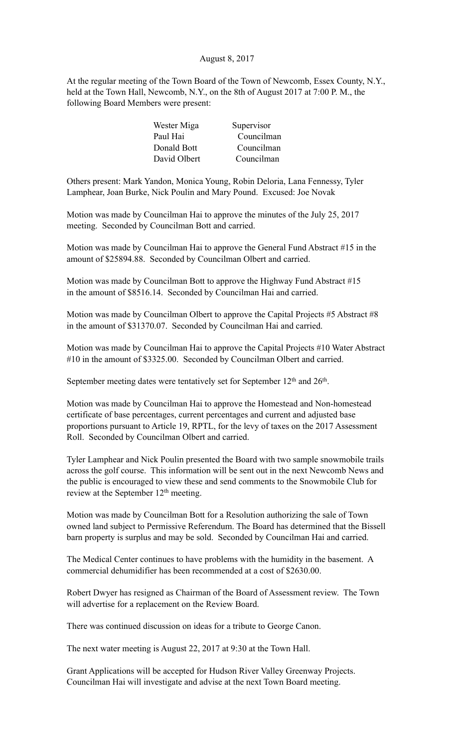August 8, 2017

At the regular meeting of the Town Board of the Town of Newcomb, Essex County, N.Y., held at the Town Hall, Newcomb, N.Y., on the 8th of August 2017 at 7:00 P. M., the following Board Members were present:

| | |
|---|---|
| Wester Miga | Supervisor |
| Paul Hai | Councilman |
| Donald Bott | Councilman |
| David Olbert | Councilman |

Others present: Mark Yandon, Monica Young, Robin Deloria, Lana Fennessy, Tyler Lamphear, Joan Burke, Nick Poulin and Mary Pound. Excused: Joe Novak

Motion was made by Councilman Hai to approve the minutes of the July 25, 2017 meeting. Seconded by Councilman Bott and carried.

Motion was made by Councilman Hai to approve the General Fund Abstract #15 in the amount of $25894.88. Seconded by Councilman Olbert and carried.

Motion was made by Councilman Bott to approve the Highway Fund Abstract #15 in the amount of $8516.14. Seconded by Councilman Hai and carried.

Motion was made by Councilman Olbert to approve the Capital Projects #5 Abstract #8 in the amount of $31370.07. Seconded by Councilman Hai and carried.

Motion was made by Councilman Hai to approve the Capital Projects #10 Water Abstract #10 in the amount of $3325.00. Seconded by Councilman Olbert and carried.

September meeting dates were tentatively set for September 12th and 26th.

Motion was made by Councilman Hai to approve the Homestead and Non-homestead certificate of base percentages, current percentages and current and adjusted base proportions pursuant to Article 19, RPTL, for the levy of taxes on the 2017 Assessment Roll. Seconded by Councilman Olbert and carried.

Tyler Lamphear and Nick Poulin presented the Board with two sample snowmobile trails across the golf course. This information will be sent out in the next Newcomb News and the public is encouraged to view these and send comments to the Snowmobile Club for review at the September 12th meeting.

Motion was made by Councilman Bott for a Resolution authorizing the sale of Town owned land subject to Permissive Referendum. The Board has determined that the Bissell barn property is surplus and may be sold. Seconded by Councilman Hai and carried.

The Medical Center continues to have problems with the humidity in the basement. A commercial dehumidifier has been recommended at a cost of $2630.00.

Robert Dwyer has resigned as Chairman of the Board of Assessment review. The Town will advertise for a replacement on the Review Board.

There was continued discussion on ideas for a tribute to George Canon.

The next water meeting is August 22, 2017 at 9:30 at the Town Hall.

Grant Applications will be accepted for Hudson River Valley Greenway Projects. Councilman Hai will investigate and advise at the next Town Board meeting.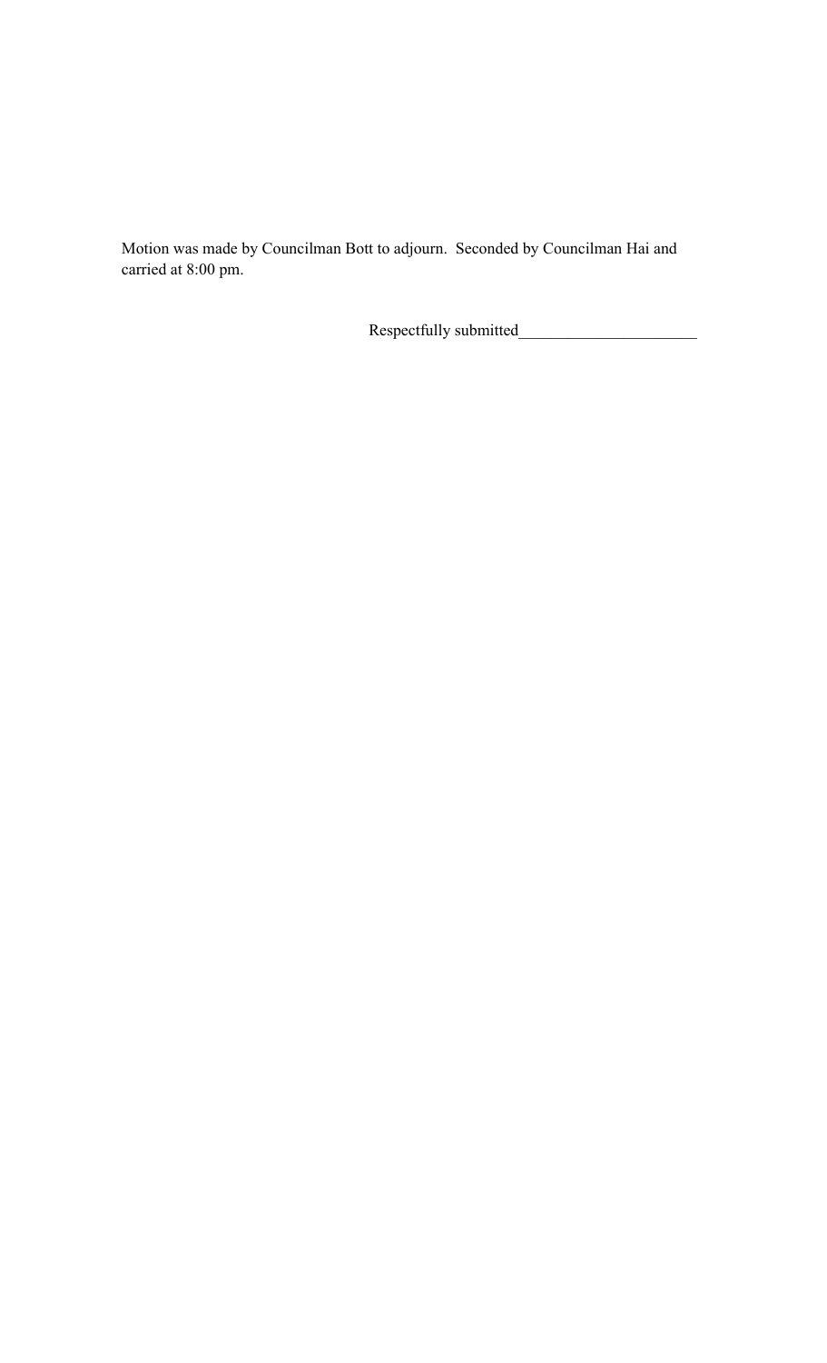Motion was made by Councilman Bott to adjourn. Seconded by Councilman Hai and carried at 8:00 pm.

Respectfully submitted______________________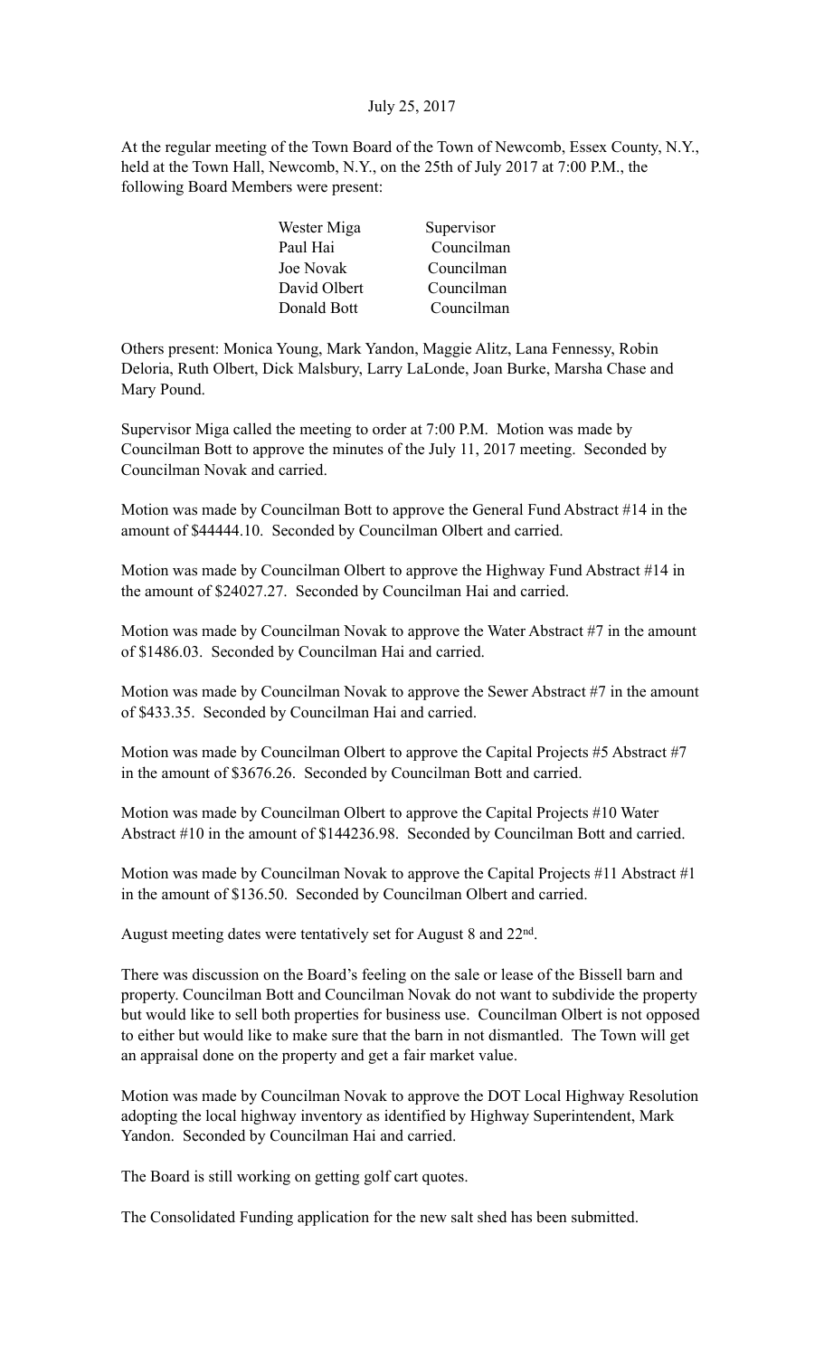July 25, 2017

At the regular meeting of the Town Board of the Town of Newcomb, Essex County, N.Y., held at the Town Hall, Newcomb, N.Y., on the 25th of July 2017 at 7:00 P.M., the following Board Members were present:

| | |
|---|---|
| Wester Miga | Supervisor |
| Paul Hai | Councilman |
| Joe Novak | Councilman |
| David Olbert | Councilman |
| Donald Bott | Councilman |

Others present: Monica Young, Mark Yandon, Maggie Alitz, Lana Fennessy, Robin Deloria, Ruth Olbert, Dick Malsbury, Larry LaLonde, Joan Burke, Marsha Chase and Mary Pound.

Supervisor Miga called the meeting to order at 7:00 P.M. Motion was made by Councilman Bott to approve the minutes of the July 11, 2017 meeting. Seconded by Councilman Novak and carried.

Motion was made by Councilman Bott to approve the General Fund Abstract #14 in the amount of $44444.10. Seconded by Councilman Olbert and carried.

Motion was made by Councilman Olbert to approve the Highway Fund Abstract #14 in the amount of $24027.27. Seconded by Councilman Hai and carried.

Motion was made by Councilman Novak to approve the Water Abstract #7 in the amount of $1486.03. Seconded by Councilman Hai and carried.

Motion was made by Councilman Novak to approve the Sewer Abstract #7 in the amount of $433.35. Seconded by Councilman Hai and carried.

Motion was made by Councilman Olbert to approve the Capital Projects #5 Abstract #7 in the amount of $3676.26. Seconded by Councilman Bott and carried.

Motion was made by Councilman Olbert to approve the Capital Projects #10 Water Abstract #10 in the amount of $144236.98. Seconded by Councilman Bott and carried.

Motion was made by Councilman Novak to approve the Capital Projects #11 Abstract #1 in the amount of $136.50. Seconded by Councilman Olbert and carried.

August meeting dates were tentatively set for August 8 and 22nd.

There was discussion on the Board's feeling on the sale or lease of the Bissell barn and property. Councilman Bott and Councilman Novak do not want to subdivide the property but would like to sell both properties for business use. Councilman Olbert is not opposed to either but would like to make sure that the barn in not dismantled. The Town will get an appraisal done on the property and get a fair market value.

Motion was made by Councilman Novak to approve the DOT Local Highway Resolution adopting the local highway inventory as identified by Highway Superintendent, Mark Yandon. Seconded by Councilman Hai and carried.

The Board is still working on getting golf cart quotes.

The Consolidated Funding application for the new salt shed has been submitted.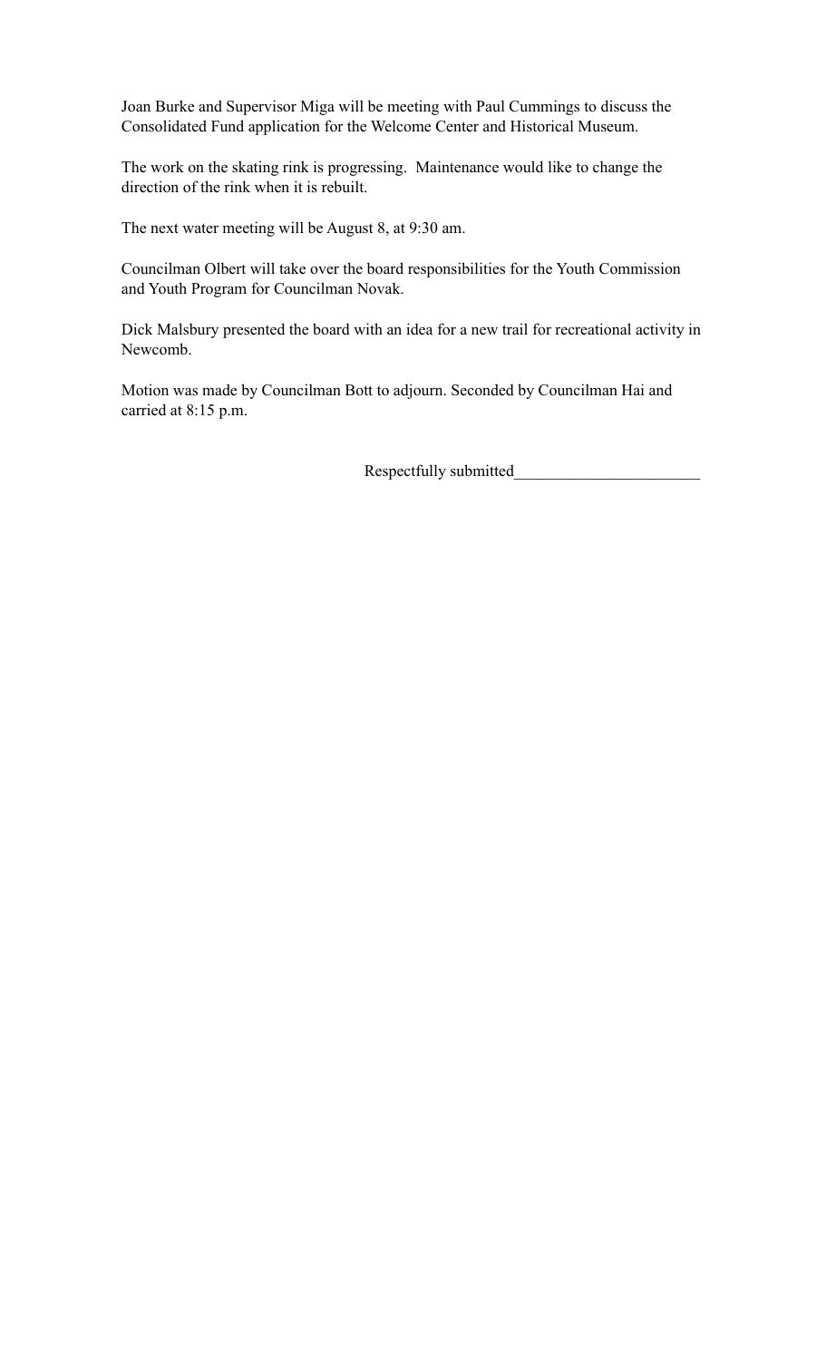Joan Burke and Supervisor Miga will be meeting with Paul Cummings to discuss the Consolidated Fund application for the Welcome Center and Historical Museum.

The work on the skating rink is progressing. Maintenance would like to change the direction of the rink when it is rebuilt.

The next water meeting will be August 8, at 9:30 am.

Councilman Olbert will take over the board responsibilities for the Youth Commission and Youth Program for Councilman Novak.

Dick Malsbury presented the board with an idea for a new trail for recreational activity in Newcomb.

Motion was made by Councilman Bott to adjourn. Seconded by Councilman Hai and carried at 8:15 p.m.

Respectfully submitted_______________________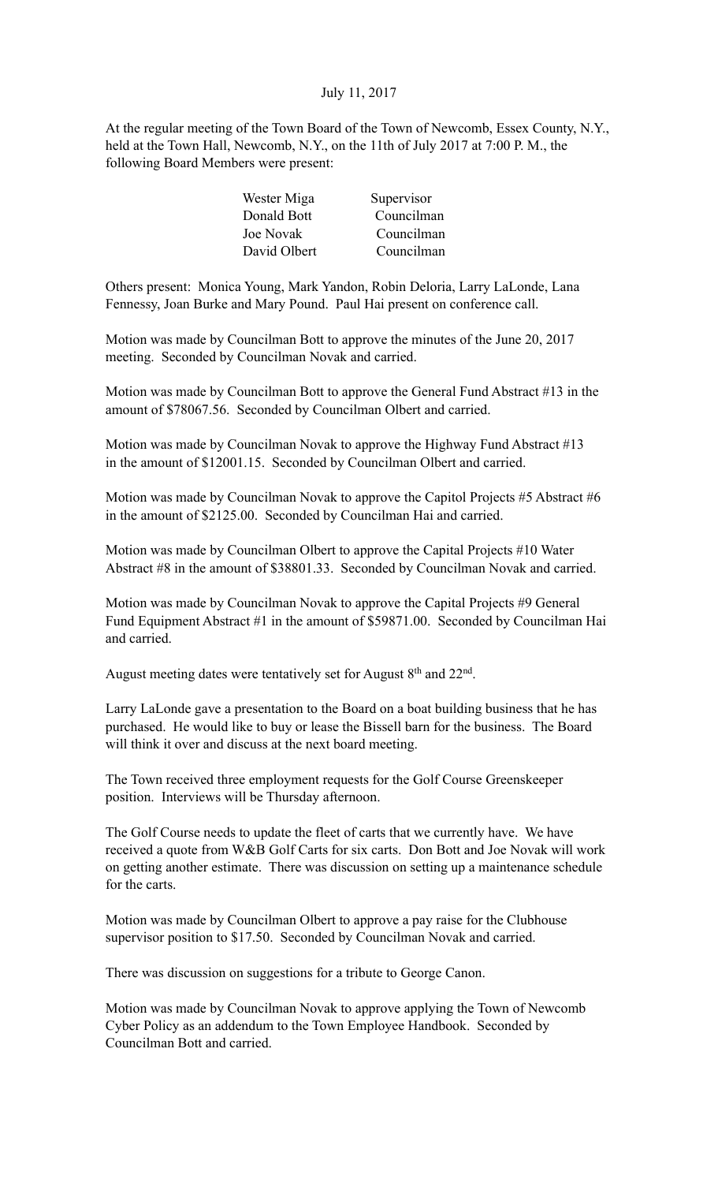July 11, 2017

At the regular meeting of the Town Board of the Town of Newcomb, Essex County, N.Y., held at the Town Hall, Newcomb, N.Y., on the 11th of July 2017 at 7:00 P. M., the following Board Members were present:

| | |
|---|---|
| Wester Miga | Supervisor |
| Donald Bott | Councilman |
| Joe Novak | Councilman |
| David Olbert | Councilman |

Others present: Monica Young, Mark Yandon, Robin Deloria, Larry LaLonde, Lana Fennessy, Joan Burke and Mary Pound. Paul Hai present on conference call.

Motion was made by Councilman Bott to approve the minutes of the June 20, 2017 meeting. Seconded by Councilman Novak and carried.

Motion was made by Councilman Bott to approve the General Fund Abstract #13 in the amount of $78067.56. Seconded by Councilman Olbert and carried.

Motion was made by Councilman Novak to approve the Highway Fund Abstract #13 in the amount of $12001.15. Seconded by Councilman Olbert and carried.

Motion was made by Councilman Novak to approve the Capitol Projects #5 Abstract #6 in the amount of $2125.00. Seconded by Councilman Hai and carried.

Motion was made by Councilman Olbert to approve the Capital Projects #10 Water Abstract #8 in the amount of $38801.33. Seconded by Councilman Novak and carried.

Motion was made by Councilman Novak to approve the Capital Projects #9 General Fund Equipment Abstract #1 in the amount of $59871.00. Seconded by Councilman Hai and carried.

August meeting dates were tentatively set for August 8th and 22nd.

Larry LaLonde gave a presentation to the Board on a boat building business that he has purchased. He would like to buy or lease the Bissell barn for the business. The Board will think it over and discuss at the next board meeting.

The Town received three employment requests for the Golf Course Greenskeeper position. Interviews will be Thursday afternoon.

The Golf Course needs to update the fleet of carts that we currently have. We have received a quote from W&B Golf Carts for six carts. Don Bott and Joe Novak will work on getting another estimate. There was discussion on setting up a maintenance schedule for the carts.

Motion was made by Councilman Olbert to approve a pay raise for the Clubhouse supervisor position to $17.50. Seconded by Councilman Novak and carried.

There was discussion on suggestions for a tribute to George Canon.

Motion was made by Councilman Novak to approve applying the Town of Newcomb Cyber Policy as an addendum to the Town Employee Handbook. Seconded by Councilman Bott and carried.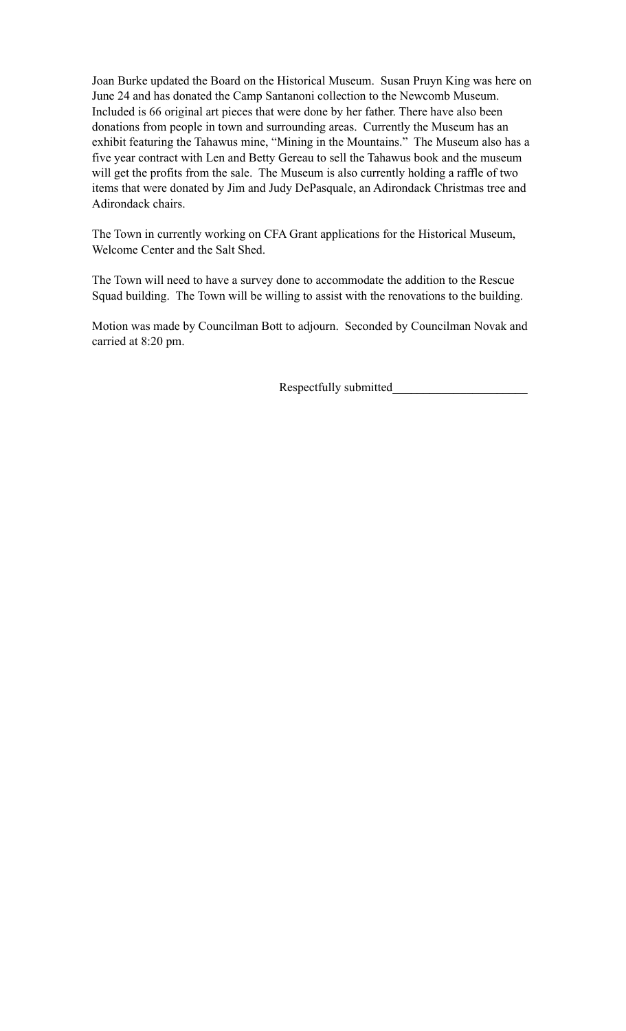Joan Burke updated the Board on the Historical Museum. Susan Pruyn King was here on June 24 and has donated the Camp Santanoni collection to the Newcomb Museum. Included is 66 original art pieces that were done by her father. There have also been donations from people in town and surrounding areas. Currently the Museum has an exhibit featuring the Tahawus mine, "Mining in the Mountains." The Museum also has a five year contract with Len and Betty Gereau to sell the Tahawus book and the museum will get the profits from the sale. The Museum is also currently holding a raffle of two items that were donated by Jim and Judy DePasquale, an Adirondack Christmas tree and Adirondack chairs.

The Town in currently working on CFA Grant applications for the Historical Museum, Welcome Center and the Salt Shed.

The Town will need to have a survey done to accommodate the addition to the Rescue Squad building. The Town will be willing to assist with the renovations to the building.

Motion was made by Councilman Bott to adjourn. Seconded by Councilman Novak and carried at 8:20 pm.

Respectfully submitted______________________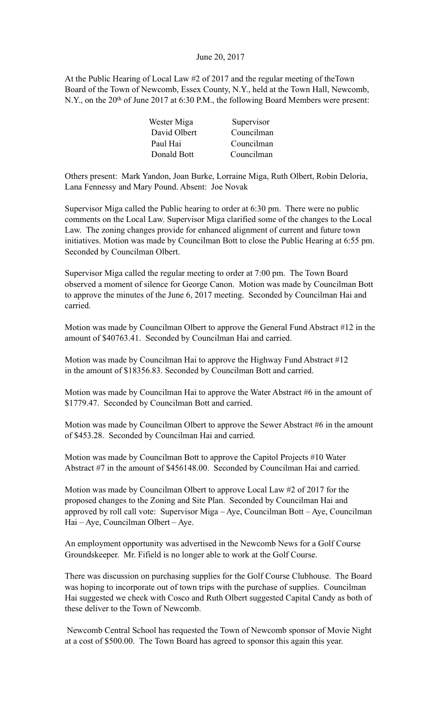June 20, 2017

At the Public Hearing of Local Law #2 of 2017 and the regular meeting of theTown Board of the Town of Newcomb, Essex County, N.Y., held at the Town Hall, Newcomb, N.Y., on the 20th of June 2017 at 6:30 P.M., the following Board Members were present:

| | |
|---|---|
| Wester Miga | Supervisor |
| David Olbert | Councilman |
| Paul Hai | Councilman |
| Donald Bott | Councilman |

Others present: Mark Yandon, Joan Burke, Lorraine Miga, Ruth Olbert, Robin Deloria, Lana Fennessy and Mary Pound. Absent: Joe Novak

Supervisor Miga called the Public hearing to order at 6:30 pm. There were no public comments on the Local Law. Supervisor Miga clarified some of the changes to the Local Law. The zoning changes provide for enhanced alignment of current and future town initiatives. Motion was made by Councilman Bott to close the Public Hearing at 6:55 pm. Seconded by Councilman Olbert.

Supervisor Miga called the regular meeting to order at 7:00 pm. The Town Board observed a moment of silence for George Canon. Motion was made by Councilman Bott to approve the minutes of the June 6, 2017 meeting. Seconded by Councilman Hai and carried.

Motion was made by Councilman Olbert to approve the General Fund Abstract #12 in the amount of $40763.41. Seconded by Councilman Hai and carried.

Motion was made by Councilman Hai to approve the Highway Fund Abstract #12 in the amount of $18356.83. Seconded by Councilman Bott and carried.

Motion was made by Councilman Hai to approve the Water Abstract #6 in the amount of $1779.47. Seconded by Councilman Bott and carried.

Motion was made by Councilman Olbert to approve the Sewer Abstract #6 in the amount of $453.28. Seconded by Councilman Hai and carried.

Motion was made by Councilman Bott to approve the Capitol Projects #10 Water Abstract #7 in the amount of $456148.00. Seconded by Councilman Hai and carried.

Motion was made by Councilman Olbert to approve Local Law #2 of 2017 for the proposed changes to the Zoning and Site Plan. Seconded by Councilman Hai and approved by roll call vote: Supervisor Miga – Aye, Councilman Bott – Aye, Councilman Hai – Aye, Councilman Olbert – Aye.

An employment opportunity was advertised in the Newcomb News for a Golf Course Groundskeeper. Mr. Fifield is no longer able to work at the Golf Course.

There was discussion on purchasing supplies for the Golf Course Clubhouse. The Board was hoping to incorporate out of town trips with the purchase of supplies. Councilman Hai suggested we check with Cosco and Ruth Olbert suggested Capital Candy as both of these deliver to the Town of Newcomb.

Newcomb Central School has requested the Town of Newcomb sponsor of Movie Night at a cost of $500.00. The Town Board has agreed to sponsor this again this year.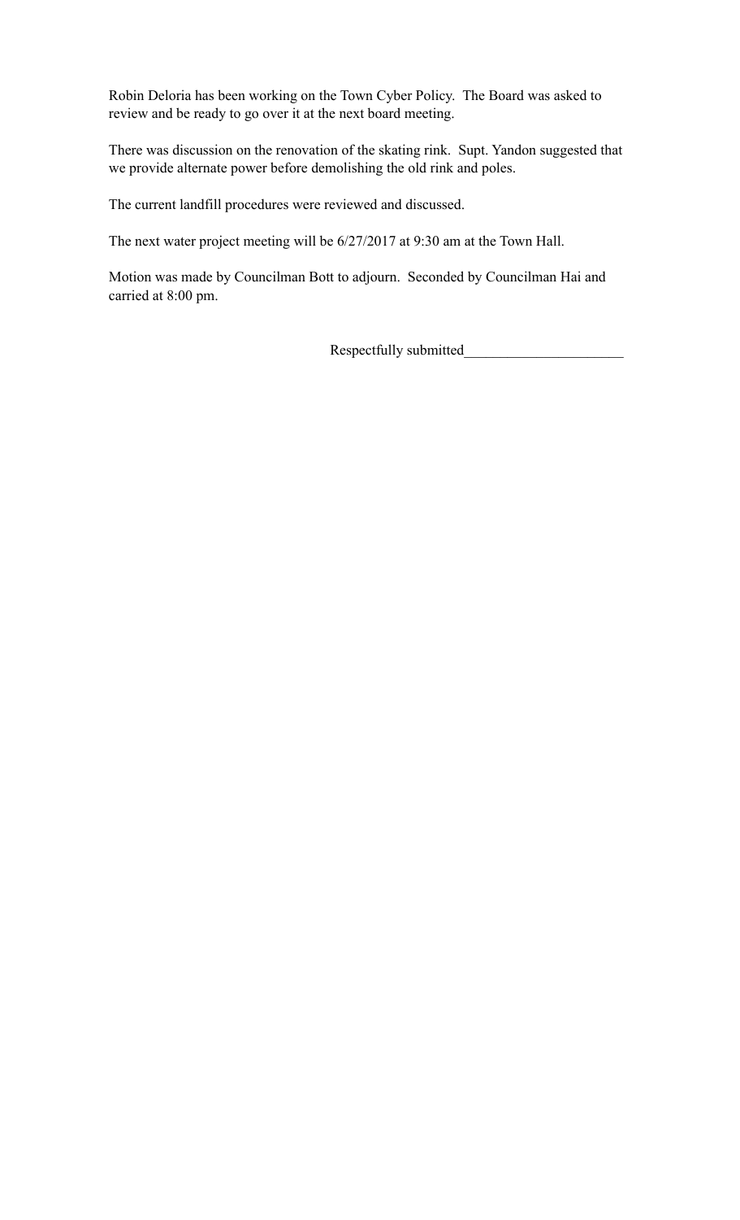Robin Deloria has been working on the Town Cyber Policy.  The Board was asked to review and be ready to go over it at the next board meeting.

There was discussion on the renovation of the skating rink.  Supt. Yandon suggested that we provide alternate power before demolishing the old rink and poles.

The current landfill procedures were reviewed and discussed.

The next water project meeting will be 6/27/2017 at 9:30 am at the Town Hall.

Motion was made by Councilman Bott to adjourn.  Seconded by Councilman Hai and carried at 8:00 pm.

Respectfully submitted______________________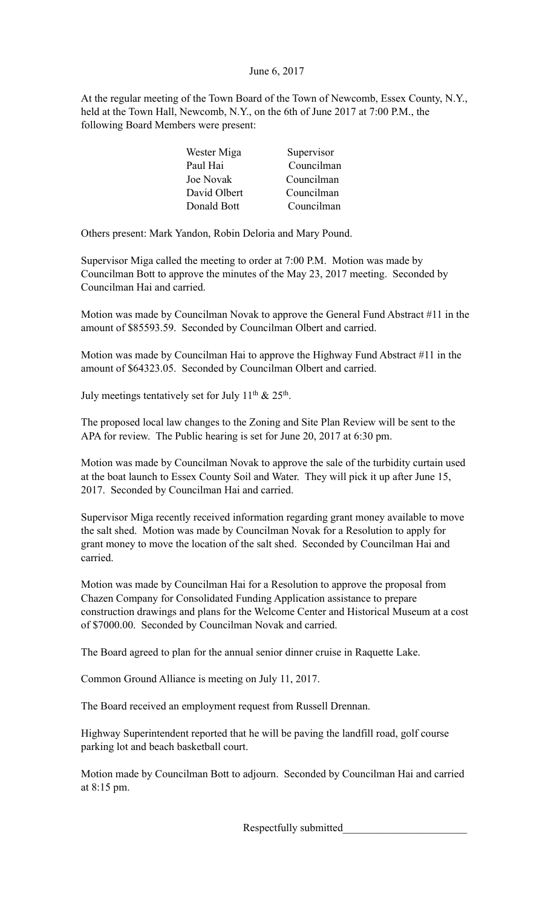June 6, 2017

At the regular meeting of the Town Board of the Town of Newcomb, Essex County, N.Y., held at the Town Hall, Newcomb, N.Y., on the 6th of June 2017 at 7:00 P.M., the following Board Members were present:

| | |
|---|---|
| Wester Miga | Supervisor |
| Paul Hai | Councilman |
| Joe Novak | Councilman |
| David Olbert | Councilman |
| Donald Bott | Councilman |

Others present: Mark Yandon, Robin Deloria and Mary Pound.

Supervisor Miga called the meeting to order at 7:00 P.M. Motion was made by Councilman Bott to approve the minutes of the May 23, 2017 meeting. Seconded by Councilman Hai and carried.

Motion was made by Councilman Novak to approve the General Fund Abstract #11 in the amount of $85593.59. Seconded by Councilman Olbert and carried.

Motion was made by Councilman Hai to approve the Highway Fund Abstract #11 in the amount of $64323.05. Seconded by Councilman Olbert and carried.

July meetings tentatively set for July 11th & 25th.

The proposed local law changes to the Zoning and Site Plan Review will be sent to the APA for review. The Public hearing is set for June 20, 2017 at 6:30 pm.

Motion was made by Councilman Novak to approve the sale of the turbidity curtain used at the boat launch to Essex County Soil and Water. They will pick it up after June 15, 2017. Seconded by Councilman Hai and carried.

Supervisor Miga recently received information regarding grant money available to move the salt shed. Motion was made by Councilman Novak for a Resolution to apply for grant money to move the location of the salt shed. Seconded by Councilman Hai and carried.

Motion was made by Councilman Hai for a Resolution to approve the proposal from Chazen Company for Consolidated Funding Application assistance to prepare construction drawings and plans for the Welcome Center and Historical Museum at a cost of $7000.00. Seconded by Councilman Novak and carried.

The Board agreed to plan for the annual senior dinner cruise in Raquette Lake.

Common Ground Alliance is meeting on July 11, 2017.

The Board received an employment request from Russell Drennan.

Highway Superintendent reported that he will be paving the landfill road, golf course parking lot and beach basketball court.

Motion made by Councilman Bott to adjourn. Seconded by Councilman Hai and carried at 8:15 pm.

Respectfully submitted_______________________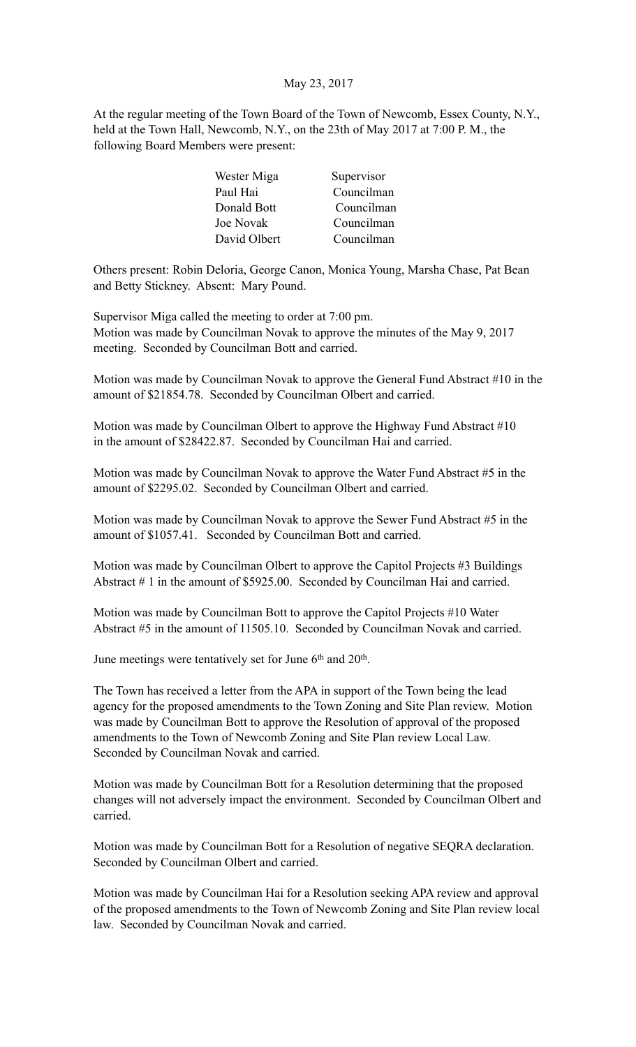May 23, 2017

At the regular meeting of the Town Board of the Town of Newcomb, Essex County, N.Y., held at the Town Hall, Newcomb, N.Y., on the 23th of May 2017 at 7:00 P. M., the following Board Members were present:

| | |
|---|---|
| Wester Miga | Supervisor |
| Paul Hai | Councilman |
| Donald Bott | Councilman |
| Joe Novak | Councilman |
| David Olbert | Councilman |

Others present: Robin Deloria, George Canon, Monica Young, Marsha Chase, Pat Bean and Betty Stickney. Absent: Mary Pound.

Supervisor Miga called the meeting to order at 7:00 pm.
Motion was made by Councilman Novak to approve the minutes of the May 9, 2017 meeting. Seconded by Councilman Bott and carried.

Motion was made by Councilman Novak to approve the General Fund Abstract #10 in the amount of $21854.78. Seconded by Councilman Olbert and carried.

Motion was made by Councilman Olbert to approve the Highway Fund Abstract #10 in the amount of $28422.87. Seconded by Councilman Hai and carried.

Motion was made by Councilman Novak to approve the Water Fund Abstract #5 in the amount of $2295.02. Seconded by Councilman Olbert and carried.

Motion was made by Councilman Novak to approve the Sewer Fund Abstract #5 in the amount of $1057.41. Seconded by Councilman Bott and carried.

Motion was made by Councilman Olbert to approve the Capitol Projects #3 Buildings Abstract # 1 in the amount of $5925.00. Seconded by Councilman Hai and carried.

Motion was made by Councilman Bott to approve the Capitol Projects #10 Water Abstract #5 in the amount of 11505.10. Seconded by Councilman Novak and carried.

June meetings were tentatively set for June 6th and 20th.

The Town has received a letter from the APA in support of the Town being the lead agency for the proposed amendments to the Town Zoning and Site Plan review. Motion was made by Councilman Bott to approve the Resolution of approval of the proposed amendments to the Town of Newcomb Zoning and Site Plan review Local Law. Seconded by Councilman Novak and carried.

Motion was made by Councilman Bott for a Resolution determining that the proposed changes will not adversely impact the environment. Seconded by Councilman Olbert and carried.

Motion was made by Councilman Bott for a Resolution of negative SEQRA declaration. Seconded by Councilman Olbert and carried.

Motion was made by Councilman Hai for a Resolution seeking APA review and approval of the proposed amendments to the Town of Newcomb Zoning and Site Plan review local law. Seconded by Councilman Novak and carried.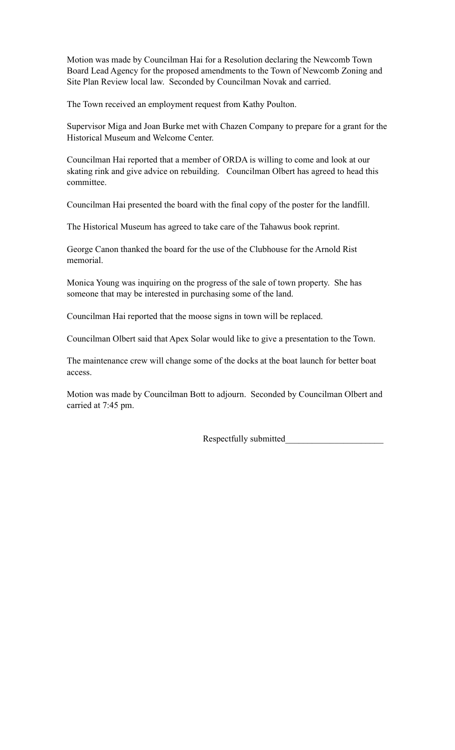Motion was made by Councilman Hai for a Resolution declaring the Newcomb Town Board Lead Agency for the proposed amendments to the Town of Newcomb Zoning and Site Plan Review local law. Seconded by Councilman Novak and carried.

The Town received an employment request from Kathy Poulton.

Supervisor Miga and Joan Burke met with Chazen Company to prepare for a grant for the Historical Museum and Welcome Center.

Councilman Hai reported that a member of ORDA is willing to come and look at our skating rink and give advice on rebuilding. Councilman Olbert has agreed to head this committee.

Councilman Hai presented the board with the final copy of the poster for the landfill.

The Historical Museum has agreed to take care of the Tahawus book reprint.

George Canon thanked the board for the use of the Clubhouse for the Arnold Rist memorial.

Monica Young was inquiring on the progress of the sale of town property. She has someone that may be interested in purchasing some of the land.

Councilman Hai reported that the moose signs in town will be replaced.

Councilman Olbert said that Apex Solar would like to give a presentation to the Town.

The maintenance crew will change some of the docks at the boat launch for better boat access.

Motion was made by Councilman Bott to adjourn. Seconded by Councilman Olbert and carried at 7:45 pm.

Respectfully submitted______________________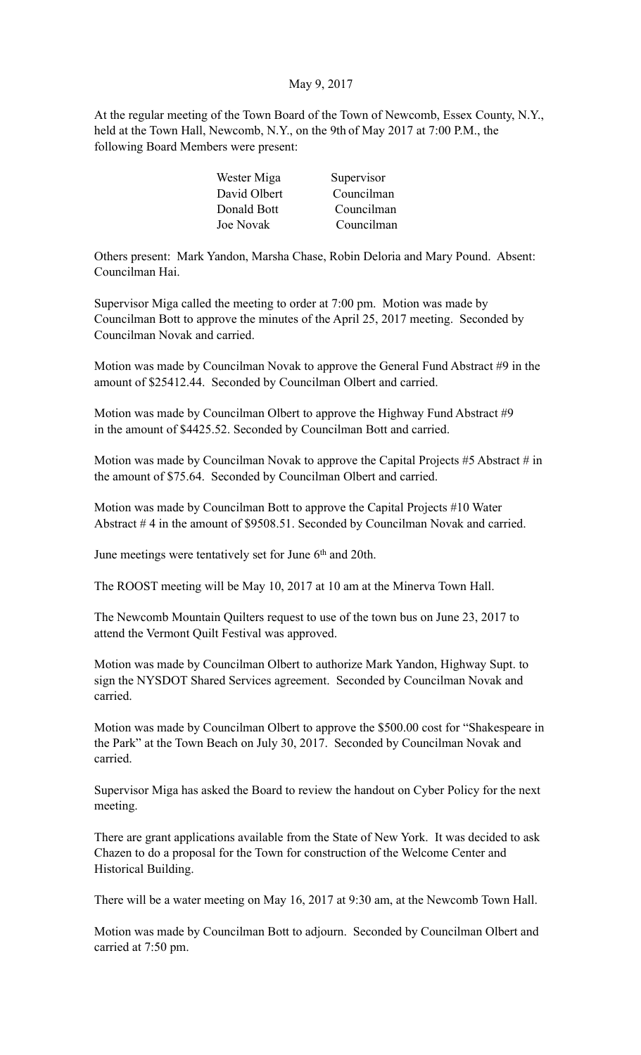May 9, 2017

At the regular meeting of the Town Board of the Town of Newcomb, Essex County, N.Y., held at the Town Hall, Newcomb, N.Y., on the 9th of May 2017 at 7:00 P.M., the following Board Members were present:

| | |
|---|---|
| Wester Miga | Supervisor |
| David Olbert | Councilman |
| Donald Bott | Councilman |
| Joe Novak | Councilman |

Others present: Mark Yandon, Marsha Chase, Robin Deloria and Mary Pound. Absent: Councilman Hai.

Supervisor Miga called the meeting to order at 7:00 pm. Motion was made by Councilman Bott to approve the minutes of the April 25, 2017 meeting. Seconded by Councilman Novak and carried.

Motion was made by Councilman Novak to approve the General Fund Abstract #9 in the amount of $25412.44. Seconded by Councilman Olbert and carried.

Motion was made by Councilman Olbert to approve the Highway Fund Abstract #9 in the amount of $4425.52. Seconded by Councilman Bott and carried.

Motion was made by Councilman Novak to approve the Capital Projects #5 Abstract # in the amount of $75.64. Seconded by Councilman Olbert and carried.

Motion was made by Councilman Bott to approve the Capital Projects #10 Water Abstract # 4 in the amount of $9508.51. Seconded by Councilman Novak and carried.

June meetings were tentatively set for June 6th and 20th.

The ROOST meeting will be May 10, 2017 at 10 am at the Minerva Town Hall.

The Newcomb Mountain Quilters request to use of the town bus on June 23, 2017 to attend the Vermont Quilt Festival was approved.

Motion was made by Councilman Olbert to authorize Mark Yandon, Highway Supt. to sign the NYSDOT Shared Services agreement. Seconded by Councilman Novak and carried.

Motion was made by Councilman Olbert to approve the $500.00 cost for "Shakespeare in the Park" at the Town Beach on July 30, 2017. Seconded by Councilman Novak and carried.

Supervisor Miga has asked the Board to review the handout on Cyber Policy for the next meeting.

There are grant applications available from the State of New York. It was decided to ask Chazen to do a proposal for the Town for construction of the Welcome Center and Historical Building.

There will be a water meeting on May 16, 2017 at 9:30 am, at the Newcomb Town Hall.

Motion was made by Councilman Bott to adjourn. Seconded by Councilman Olbert and carried at 7:50 pm.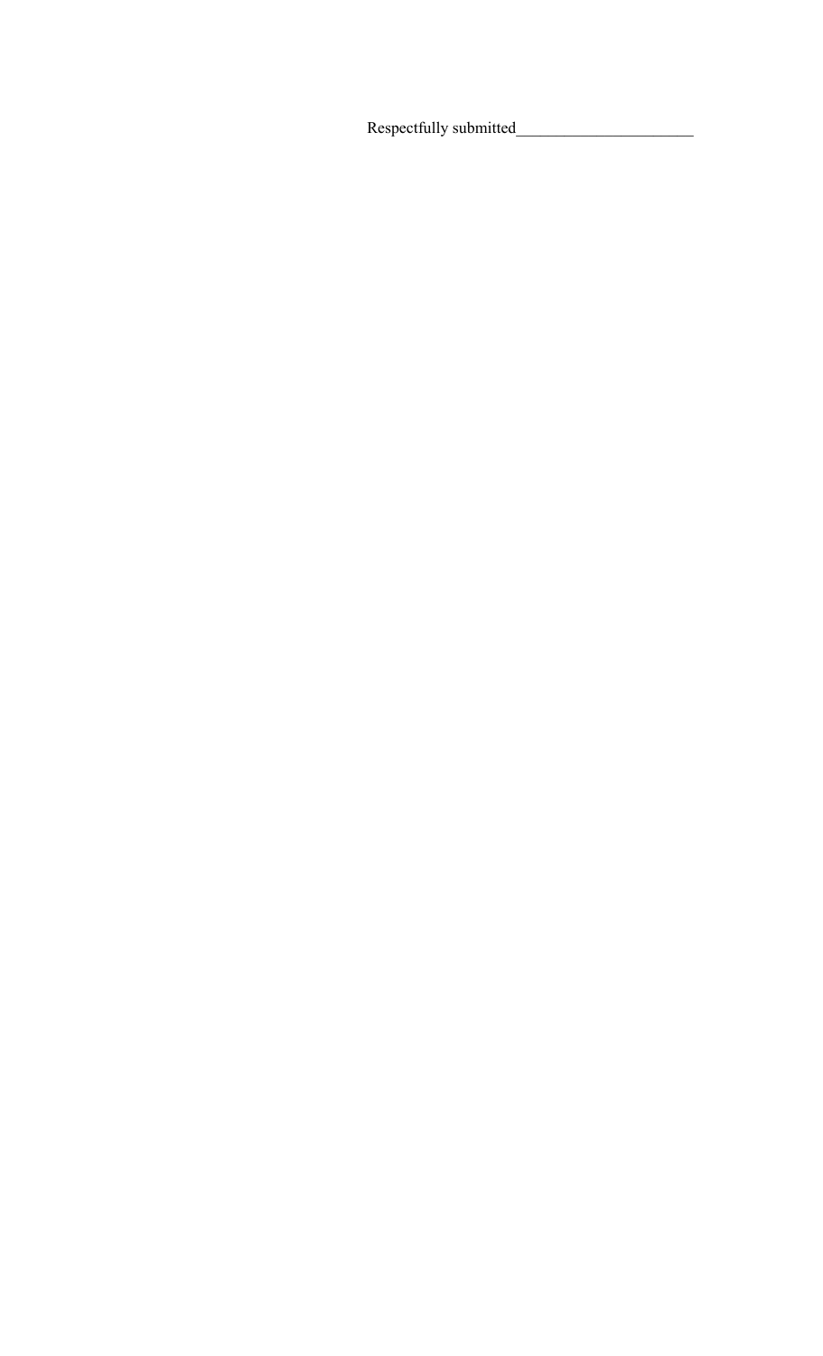Respectfully submitted______________________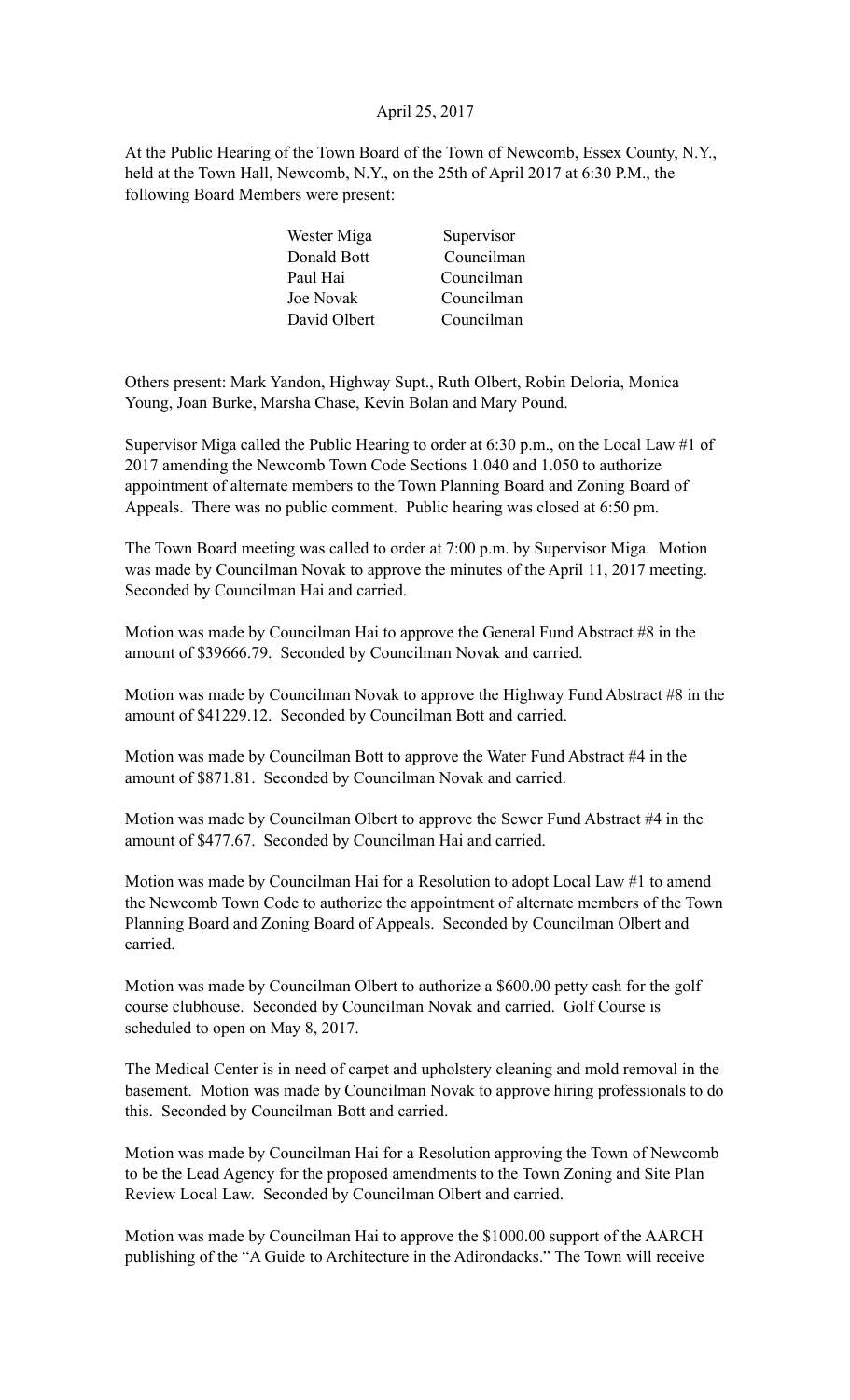April 25, 2017

At the Public Hearing of the Town Board of the Town of Newcomb, Essex County, N.Y., held at the Town Hall, Newcomb, N.Y., on the 25th of April 2017 at 6:30 P.M., the following Board Members were present:

| | |
|---|---|
| Wester Miga | Supervisor |
| Donald Bott | Councilman |
| Paul Hai | Councilman |
| Joe Novak | Councilman |
| David Olbert | Councilman |

Others present: Mark Yandon, Highway Supt., Ruth Olbert, Robin Deloria, Monica Young, Joan Burke, Marsha Chase, Kevin Bolan and Mary Pound.

Supervisor Miga called the Public Hearing to order at 6:30 p.m., on the Local Law #1 of 2017 amending the Newcomb Town Code Sections 1.040 and 1.050 to authorize appointment of alternate members to the Town Planning Board and Zoning Board of Appeals. There was no public comment. Public hearing was closed at 6:50 pm.

The Town Board meeting was called to order at 7:00 p.m. by Supervisor Miga. Motion was made by Councilman Novak to approve the minutes of the April 11, 2017 meeting. Seconded by Councilman Hai and carried.

Motion was made by Councilman Hai to approve the General Fund Abstract #8 in the amount of $39666.79. Seconded by Councilman Novak and carried.

Motion was made by Councilman Novak to approve the Highway Fund Abstract #8 in the amount of $41229.12. Seconded by Councilman Bott and carried.

Motion was made by Councilman Bott to approve the Water Fund Abstract #4 in the amount of $871.81. Seconded by Councilman Novak and carried.

Motion was made by Councilman Olbert to approve the Sewer Fund Abstract #4 in the amount of $477.67. Seconded by Councilman Hai and carried.

Motion was made by Councilman Hai for a Resolution to adopt Local Law #1 to amend the Newcomb Town Code to authorize the appointment of alternate members of the Town Planning Board and Zoning Board of Appeals. Seconded by Councilman Olbert and carried.

Motion was made by Councilman Olbert to authorize a $600.00 petty cash for the golf course clubhouse. Seconded by Councilman Novak and carried. Golf Course is scheduled to open on May 8, 2017.

The Medical Center is in need of carpet and upholstery cleaning and mold removal in the basement. Motion was made by Councilman Novak to approve hiring professionals to do this. Seconded by Councilman Bott and carried.

Motion was made by Councilman Hai for a Resolution approving the Town of Newcomb to be the Lead Agency for the proposed amendments to the Town Zoning and Site Plan Review Local Law. Seconded by Councilman Olbert and carried.

Motion was made by Councilman Hai to approve the $1000.00 support of the AARCH publishing of the "A Guide to Architecture in the Adirondacks." The Town will receive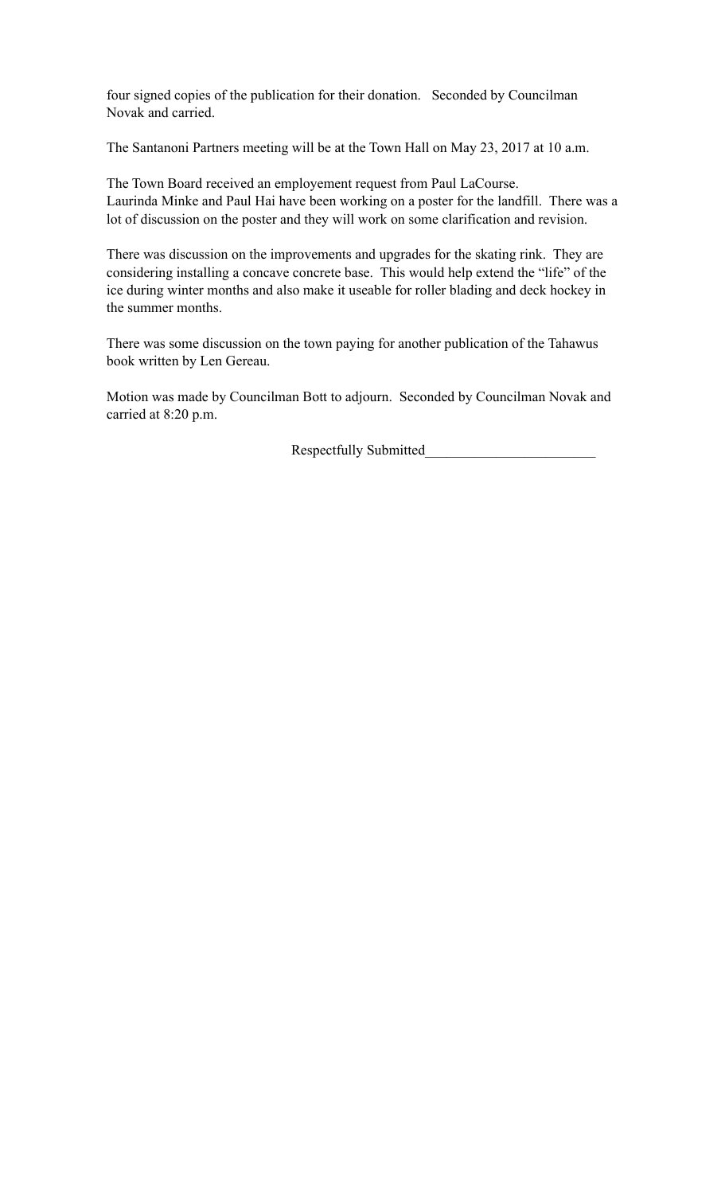four signed copies of the publication for their donation.   Seconded by Councilman Novak and carried.

The Santanoni Partners meeting will be at the Town Hall on May 23, 2017 at 10 a.m.

The Town Board received an employement request from Paul LaCourse.
Laurinda Minke and Paul Hai have been working on a poster for the landfill.  There was a lot of discussion on the poster and they will work on some clarification and revision.

There was discussion on the improvements and upgrades for the skating rink.  They are considering installing a concave concrete base.  This would help extend the "life" of the ice during winter months and also make it useable for roller blading and deck hockey in the summer months.

There was some discussion on the town paying for another publication of the Tahawus book written by Len Gereau.

Motion was made by Councilman Bott to adjourn.  Seconded by Councilman Novak and carried at 8:20 p.m.

Respectfully Submitted________________________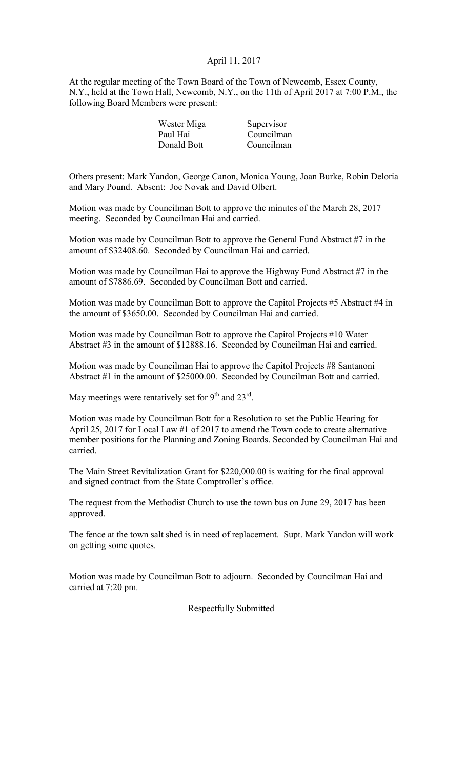April 11, 2017

At the regular meeting of the Town Board of the Town of Newcomb, Essex County, N.Y., held at the Town Hall, Newcomb, N.Y., on the 11th of April 2017 at 7:00 P.M., the following Board Members were present:

| | |
|---|---|
| Wester Miga | Supervisor |
| Paul Hai | Councilman |
| Donald Bott | Councilman |

Others present: Mark Yandon, George Canon, Monica Young, Joan Burke, Robin Deloria and Mary Pound. Absent: Joe Novak and David Olbert.

Motion was made by Councilman Bott to approve the minutes of the March 28, 2017 meeting. Seconded by Councilman Hai and carried.

Motion was made by Councilman Bott to approve the General Fund Abstract #7 in the amount of $32408.60. Seconded by Councilman Hai and carried.

Motion was made by Councilman Hai to approve the Highway Fund Abstract #7 in the amount of $7886.69. Seconded by Councilman Bott and carried.

Motion was made by Councilman Bott to approve the Capitol Projects #5 Abstract #4 in the amount of $3650.00. Seconded by Councilman Hai and carried.

Motion was made by Councilman Bott to approve the Capitol Projects #10 Water Abstract #3 in the amount of $12888.16. Seconded by Councilman Hai and carried.

Motion was made by Councilman Hai to approve the Capitol Projects #8 Santanoni Abstract #1 in the amount of $25000.00. Seconded by Councilman Bott and carried.

May meetings were tentatively set for 9th and 23rd.

Motion was made by Councilman Bott for a Resolution to set the Public Hearing for April 25, 2017 for Local Law #1 of 2017 to amend the Town code to create alternative member positions for the Planning and Zoning Boards. Seconded by Councilman Hai and carried.

The Main Street Revitalization Grant for $220,000.00 is waiting for the final approval and signed contract from the State Comptroller's office.

The request from the Methodist Church to use the town bus on June 29, 2017 has been approved.

The fence at the town salt shed is in need of replacement. Supt. Mark Yandon will work on getting some quotes.

Motion was made by Councilman Bott to adjourn. Seconded by Councilman Hai and carried at 7:20 pm.

Respectfully Submitted_________________________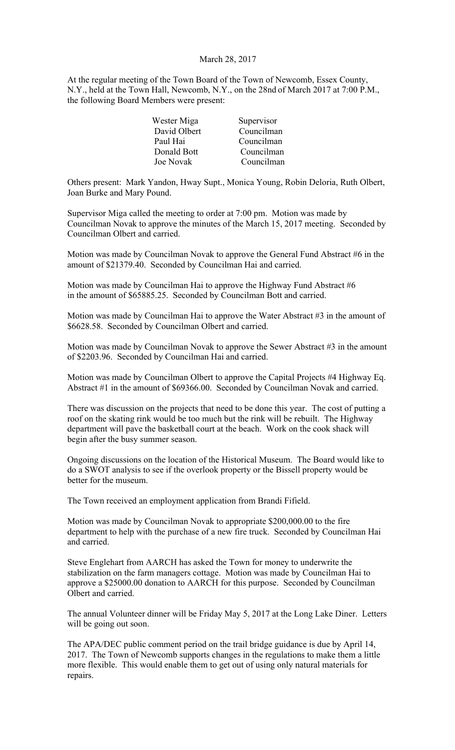March 28, 2017

At the regular meeting of the Town Board of the Town of Newcomb, Essex County, N.Y., held at the Town Hall, Newcomb, N.Y., on the 28nd of March 2017 at 7:00 P.M., the following Board Members were present:

| | |
|---|---|
| Wester Miga | Supervisor |
| David Olbert | Councilman |
| Paul Hai | Councilman |
| Donald Bott | Councilman |
| Joe Novak | Councilman |

Others present: Mark Yandon, Hway Supt., Monica Young, Robin Deloria, Ruth Olbert, Joan Burke and Mary Pound.

Supervisor Miga called the meeting to order at 7:00 pm. Motion was made by Councilman Novak to approve the minutes of the March 15, 2017 meeting. Seconded by Councilman Olbert and carried.

Motion was made by Councilman Novak to approve the General Fund Abstract #6 in the amount of $21379.40. Seconded by Councilman Hai and carried.

Motion was made by Councilman Hai to approve the Highway Fund Abstract #6 in the amount of $65885.25. Seconded by Councilman Bott and carried.

Motion was made by Councilman Hai to approve the Water Abstract #3 in the amount of $6628.58. Seconded by Councilman Olbert and carried.

Motion was made by Councilman Novak to approve the Sewer Abstract #3 in the amount of $2203.96. Seconded by Councilman Hai and carried.

Motion was made by Councilman Olbert to approve the Capital Projects #4 Highway Eq. Abstract #1 in the amount of $69366.00. Seconded by Councilman Novak and carried.

There was discussion on the projects that need to be done this year. The cost of putting a roof on the skating rink would be too much but the rink will be rebuilt. The Highway department will pave the basketball court at the beach. Work on the cook shack will begin after the busy summer season.

Ongoing discussions on the location of the Historical Museum. The Board would like to do a SWOT analysis to see if the overlook property or the Bissell property would be better for the museum.

The Town received an employment application from Brandi Fifield.

Motion was made by Councilman Novak to appropriate $200,000.00 to the fire department to help with the purchase of a new fire truck. Seconded by Councilman Hai and carried.

Steve Englehart from AARCH has asked the Town for money to underwrite the stabilization on the farm managers cottage. Motion was made by Councilman Hai to approve a $25000.00 donation to AARCH for this purpose. Seconded by Councilman Olbert and carried.

The annual Volunteer dinner will be Friday May 5, 2017 at the Long Lake Diner. Letters will be going out soon.

The APA/DEC public comment period on the trail bridge guidance is due by April 14, 2017. The Town of Newcomb supports changes in the regulations to make them a little more flexible. This would enable them to get out of using only natural materials for repairs.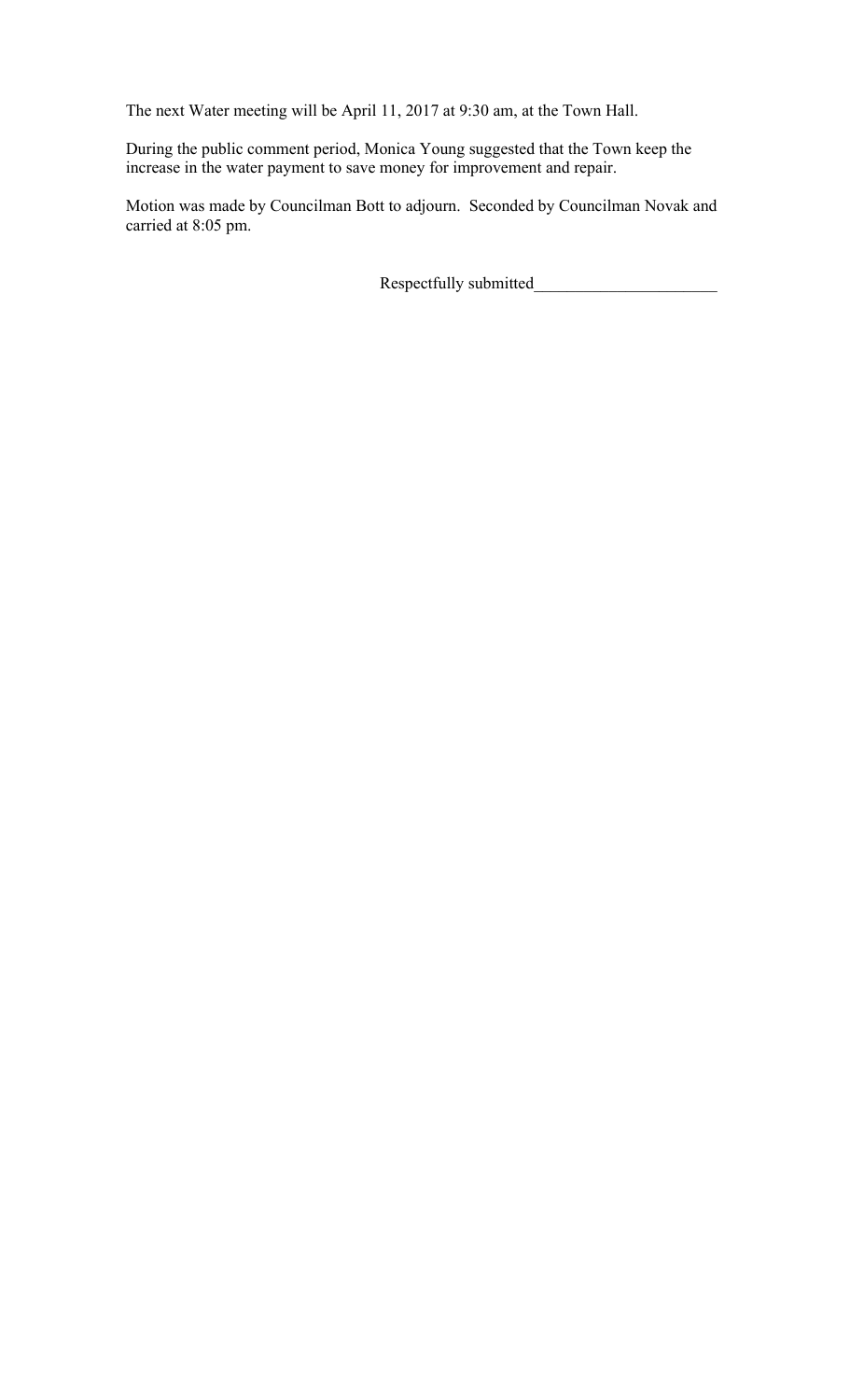The next Water meeting will be April 11, 2017 at 9:30 am, at the Town Hall.

During the public comment period, Monica Young suggested that the Town keep the increase in the water payment to save money for improvement and repair.

Motion was made by Councilman Bott to adjourn. Seconded by Councilman Novak and carried at 8:05 pm.

Respectfully submitted______________________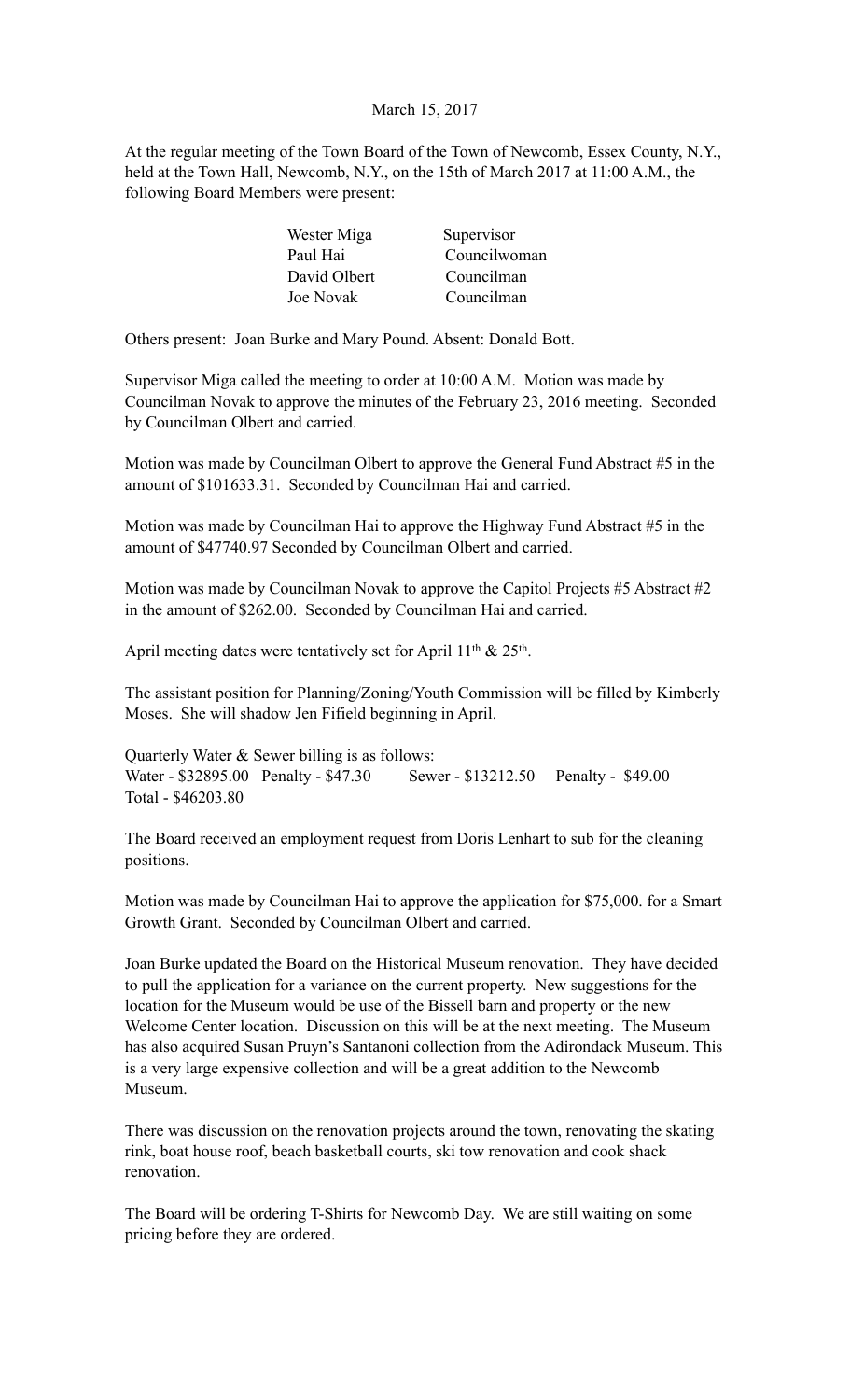March 15, 2017

At the regular meeting of the Town Board of the Town of Newcomb, Essex County, N.Y., held at the Town Hall, Newcomb, N.Y., on the 15th of March 2017 at 11:00 A.M., the following Board Members were present:

| | |
|---|---|
| Wester Miga | Supervisor |
| Paul Hai | Councilwoman |
| David Olbert | Councilman |
| Joe Novak | Councilman |

Others present: Joan Burke and Mary Pound. Absent: Donald Bott.

Supervisor Miga called the meeting to order at 10:00 A.M. Motion was made by Councilman Novak to approve the minutes of the February 23, 2016 meeting. Seconded by Councilman Olbert and carried.

Motion was made by Councilman Olbert to approve the General Fund Abstract #5 in the amount of $101633.31. Seconded by Councilman Hai and carried.

Motion was made by Councilman Hai to approve the Highway Fund Abstract #5 in the amount of $47740.97 Seconded by Councilman Olbert and carried.

Motion was made by Councilman Novak to approve the Capitol Projects #5 Abstract #2 in the amount of $262.00. Seconded by Councilman Hai and carried.

April meeting dates were tentatively set for April 11th & 25th.

The assistant position for Planning/Zoning/Youth Commission will be filled by Kimberly Moses. She will shadow Jen Fifield beginning in April.

Quarterly Water & Sewer billing is as follows:
Water - $32895.00 Penalty - $47.30 Sewer - $13212.50 Penalty - $49.00
Total - $46203.80

The Board received an employment request from Doris Lenhart to sub for the cleaning positions.

Motion was made by Councilman Hai to approve the application for $75,000. for a Smart Growth Grant. Seconded by Councilman Olbert and carried.

Joan Burke updated the Board on the Historical Museum renovation. They have decided to pull the application for a variance on the current property. New suggestions for the location for the Museum would be use of the Bissell barn and property or the new Welcome Center location. Discussion on this will be at the next meeting. The Museum has also acquired Susan Pruyn's Santanoni collection from the Adirondack Museum. This is a very large expensive collection and will be a great addition to the Newcomb Museum.

There was discussion on the renovation projects around the town, renovating the skating rink, boat house roof, beach basketball courts, ski tow renovation and cook shack renovation.

The Board will be ordering T-Shirts for Newcomb Day. We are still waiting on some pricing before they are ordered.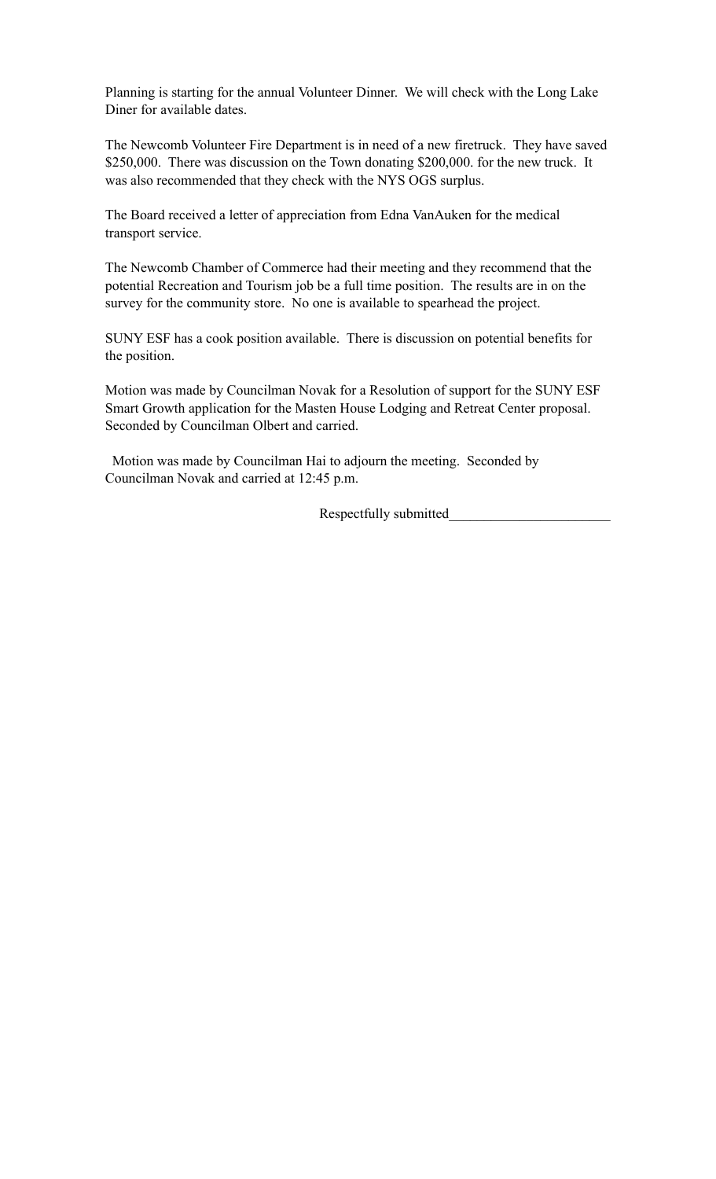Planning is starting for the annual Volunteer Dinner. We will check with the Long Lake Diner for available dates.

The Newcomb Volunteer Fire Department is in need of a new firetruck. They have saved $250,000. There was discussion on the Town donating $200,000. for the new truck. It was also recommended that they check with the NYS OGS surplus.

The Board received a letter of appreciation from Edna VanAuken for the medical transport service.

The Newcomb Chamber of Commerce had their meeting and they recommend that the potential Recreation and Tourism job be a full time position. The results are in on the survey for the community store. No one is available to spearhead the project.

SUNY ESF has a cook position available. There is discussion on potential benefits for the position.

Motion was made by Councilman Novak for a Resolution of support for the SUNY ESF Smart Growth application for the Masten House Lodging and Retreat Center proposal. Seconded by Councilman Olbert and carried.

Motion was made by Councilman Hai to adjourn the meeting. Seconded by Councilman Novak and carried at 12:45 p.m.

Respectfully submitted_______________________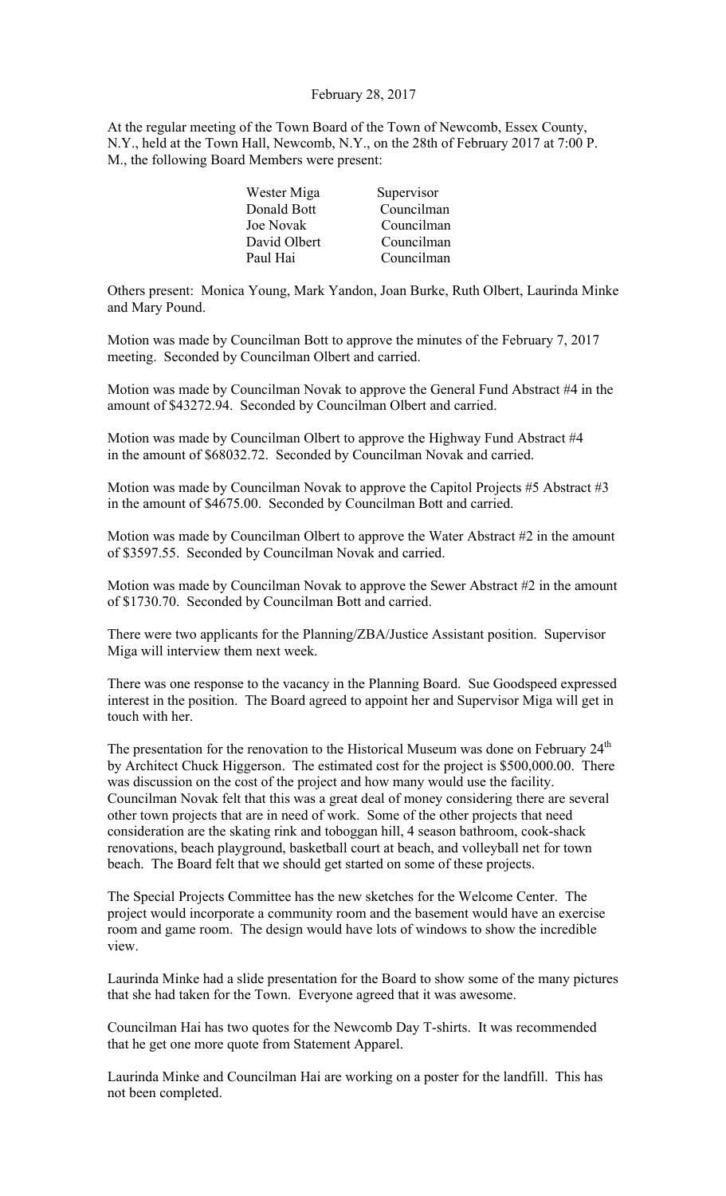February 28, 2017

At the regular meeting of the Town Board of the Town of Newcomb, Essex County, N.Y., held at the Town Hall, Newcomb, N.Y., on the 28th of February 2017 at 7:00 P. M., the following Board Members were present:

| | |
|---|---|
| Wester Miga | Supervisor |
| Donald Bott | Councilman |
| Joe Novak | Councilman |
| David Olbert | Councilman |
| Paul Hai | Councilman |

Others present: Monica Young, Mark Yandon, Joan Burke, Ruth Olbert, Laurinda Minke and Mary Pound.

Motion was made by Councilman Bott to approve the minutes of the February 7, 2017 meeting. Seconded by Councilman Olbert and carried.

Motion was made by Councilman Novak to approve the General Fund Abstract #4 in the amount of $43272.94. Seconded by Councilman Olbert and carried.

Motion was made by Councilman Olbert to approve the Highway Fund Abstract #4 in the amount of $68032.72. Seconded by Councilman Novak and carried.

Motion was made by Councilman Novak to approve the Capitol Projects #5 Abstract #3 in the amount of $4675.00. Seconded by Councilman Bott and carried.

Motion was made by Councilman Olbert to approve the Water Abstract #2 in the amount of $3597.55. Seconded by Councilman Novak and carried.

Motion was made by Councilman Novak to approve the Sewer Abstract #2 in the amount of $1730.70. Seconded by Councilman Bott and carried.

There were two applicants for the Planning/ZBA/Justice Assistant position. Supervisor Miga will interview them next week.

There was one response to the vacancy in the Planning Board. Sue Goodspeed expressed interest in the position. The Board agreed to appoint her and Supervisor Miga will get in touch with her.

The presentation for the renovation to the Historical Museum was done on February 24th by Architect Chuck Higgerson. The estimated cost for the project is $500,000.00. There was discussion on the cost of the project and how many would use the facility. Councilman Novak felt that this was a great deal of money considering there are several other town projects that are in need of work. Some of the other projects that need consideration are the skating rink and toboggan hill, 4 season bathroom, cook-shack renovations, beach playground, basketball court at beach, and volleyball net for town beach. The Board felt that we should get started on some of these projects.

The Special Projects Committee has the new sketches for the Welcome Center. The project would incorporate a community room and the basement would have an exercise room and game room. The design would have lots of windows to show the incredible view.

Laurinda Minke had a slide presentation for the Board to show some of the many pictures that she had taken for the Town. Everyone agreed that it was awesome.

Councilman Hai has two quotes for the Newcomb Day T-shirts. It was recommended that he get one more quote from Statement Apparel.

Laurinda Minke and Councilman Hai are working on a poster for the landfill. This has not been completed.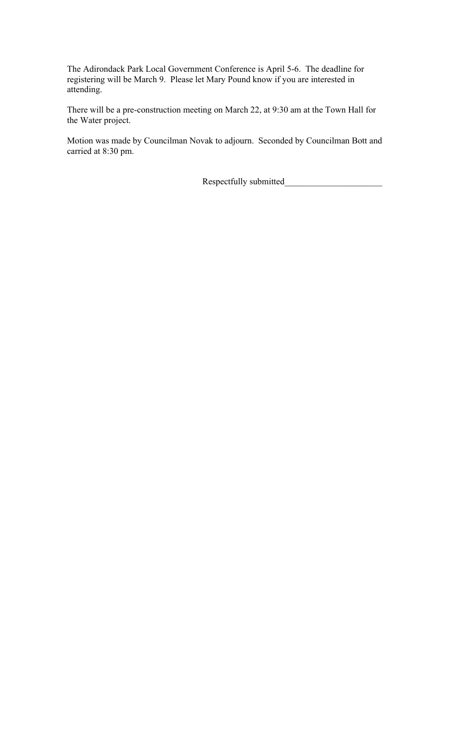The Adirondack Park Local Government Conference is April 5-6. The deadline for registering will be March 9. Please let Mary Pound know if you are interested in attending.

There will be a pre-construction meeting on March 22, at 9:30 am at the Town Hall for the Water project.

Motion was made by Councilman Novak to adjourn. Seconded by Councilman Bott and carried at 8:30 pm.

Respectfully submitted_____________________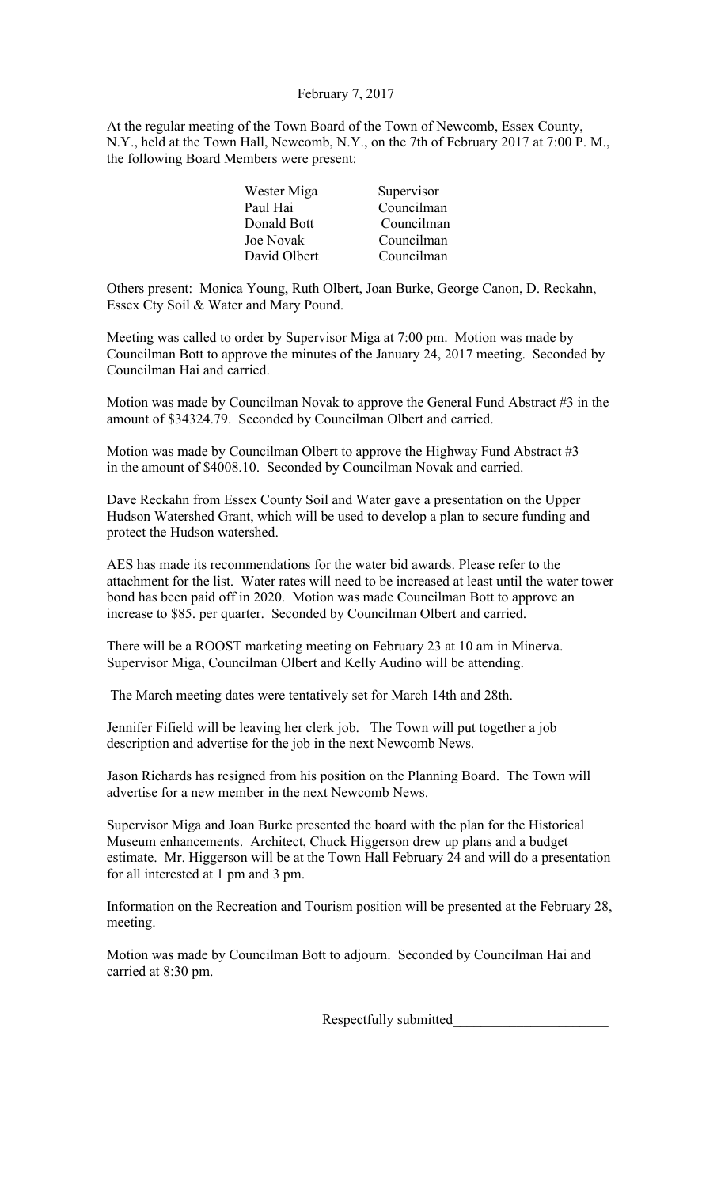February 7, 2017

At the regular meeting of the Town Board of the Town of Newcomb, Essex County, N.Y., held at the Town Hall, Newcomb, N.Y., on the 7th of February 2017 at 7:00 P. M., the following Board Members were present:

| | |
|---|---|
| Wester Miga | Supervisor |
| Paul Hai | Councilman |
| Donald Bott | Councilman |
| Joe Novak | Councilman |
| David Olbert | Councilman |

Others present: Monica Young, Ruth Olbert, Joan Burke, George Canon, D. Reckahn, Essex Cty Soil & Water and Mary Pound.

Meeting was called to order by Supervisor Miga at 7:00 pm. Motion was made by Councilman Bott to approve the minutes of the January 24, 2017 meeting. Seconded by Councilman Hai and carried.

Motion was made by Councilman Novak to approve the General Fund Abstract #3 in the amount of $34324.79. Seconded by Councilman Olbert and carried.

Motion was made by Councilman Olbert to approve the Highway Fund Abstract #3 in the amount of $4008.10. Seconded by Councilman Novak and carried.

Dave Reckahn from Essex County Soil and Water gave a presentation on the Upper Hudson Watershed Grant, which will be used to develop a plan to secure funding and protect the Hudson watershed.

AES has made its recommendations for the water bid awards. Please refer to the attachment for the list. Water rates will need to be increased at least until the water tower bond has been paid off in 2020. Motion was made Councilman Bott to approve an increase to $85. per quarter. Seconded by Councilman Olbert and carried.

There will be a ROOST marketing meeting on February 23 at 10 am in Minerva. Supervisor Miga, Councilman Olbert and Kelly Audino will be attending.

The March meeting dates were tentatively set for March 14th and 28th.

Jennifer Fifield will be leaving her clerk job. The Town will put together a job description and advertise for the job in the next Newcomb News.

Jason Richards has resigned from his position on the Planning Board. The Town will advertise for a new member in the next Newcomb News.

Supervisor Miga and Joan Burke presented the board with the plan for the Historical Museum enhancements. Architect, Chuck Higgerson drew up plans and a budget estimate. Mr. Higgerson will be at the Town Hall February 24 and will do a presentation for all interested at 1 pm and 3 pm.

Information on the Recreation and Tourism position will be presented at the February 28, meeting.

Motion was made by Councilman Bott to adjourn. Seconded by Councilman Hai and carried at 8:30 pm.

Respectfully submitted______________________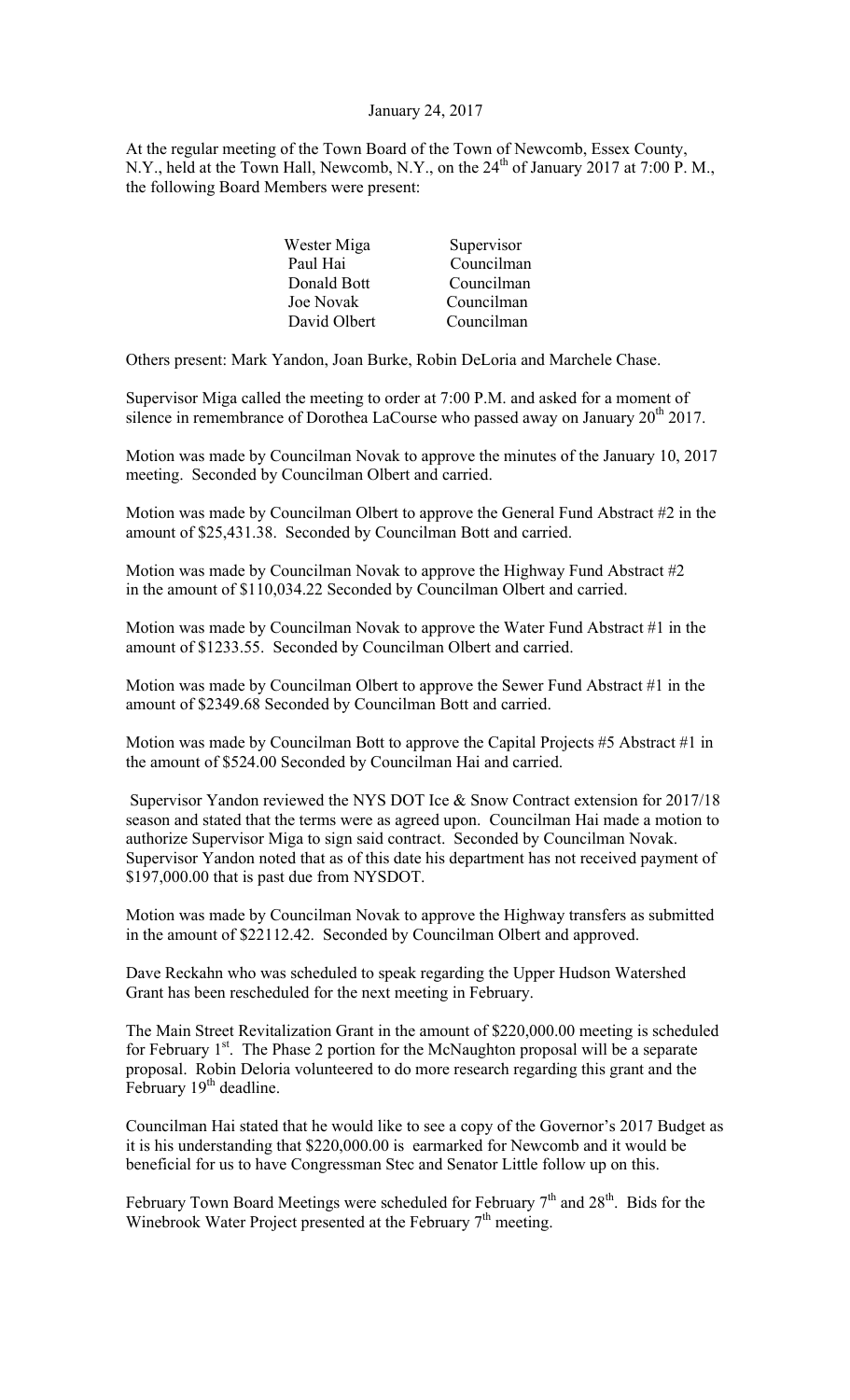January 24, 2017

At the regular meeting of the Town Board of the Town of Newcomb, Essex County, N.Y., held at the Town Hall, Newcomb, N.Y., on the 24th of January 2017 at 7:00 P. M., the following Board Members were present:

| | |
|---|---|
| Wester Miga | Supervisor |
| Paul Hai | Councilman |
| Donald Bott | Councilman |
| Joe Novak | Councilman |
| David Olbert | Councilman |

Others present: Mark Yandon, Joan Burke, Robin DeLoria and Marchele Chase.

Supervisor Miga called the meeting to order at 7:00 P.M. and asked for a moment of silence in remembrance of Dorothea LaCourse who passed away on January 20th 2017.

Motion was made by Councilman Novak to approve the minutes of the January 10, 2017 meeting. Seconded by Councilman Olbert and carried.

Motion was made by Councilman Olbert to approve the General Fund Abstract #2 in the amount of $25,431.38. Seconded by Councilman Bott and carried.

Motion was made by Councilman Novak to approve the Highway Fund Abstract #2 in the amount of $110,034.22 Seconded by Councilman Olbert and carried.

Motion was made by Councilman Novak to approve the Water Fund Abstract #1 in the amount of $1233.55. Seconded by Councilman Olbert and carried.

Motion was made by Councilman Olbert to approve the Sewer Fund Abstract #1 in the amount of $2349.68 Seconded by Councilman Bott and carried.

Motion was made by Councilman Bott to approve the Capital Projects #5 Abstract #1 in the amount of $524.00 Seconded by Councilman Hai and carried.

Supervisor Yandon reviewed the NYS DOT Ice & Snow Contract extension for 2017/18 season and stated that the terms were as agreed upon. Councilman Hai made a motion to authorize Supervisor Miga to sign said contract. Seconded by Councilman Novak. Supervisor Yandon noted that as of this date his department has not received payment of $197,000.00 that is past due from NYSDOT.

Motion was made by Councilman Novak to approve the Highway transfers as submitted in the amount of $22112.42. Seconded by Councilman Olbert and approved.

Dave Reckahn who was scheduled to speak regarding the Upper Hudson Watershed Grant has been rescheduled for the next meeting in February.

The Main Street Revitalization Grant in the amount of $220,000.00 meeting is scheduled for February 1st. The Phase 2 portion for the McNaughton proposal will be a separate proposal. Robin Deloria volunteered to do more research regarding this grant and the February 19th deadline.

Councilman Hai stated that he would like to see a copy of the Governor's 2017 Budget as it is his understanding that $220,000.00 is earmarked for Newcomb and it would be beneficial for us to have Congressman Stec and Senator Little follow up on this.

February Town Board Meetings were scheduled for February 7th and 28th. Bids for the Winebrook Water Project presented at the February 7th meeting.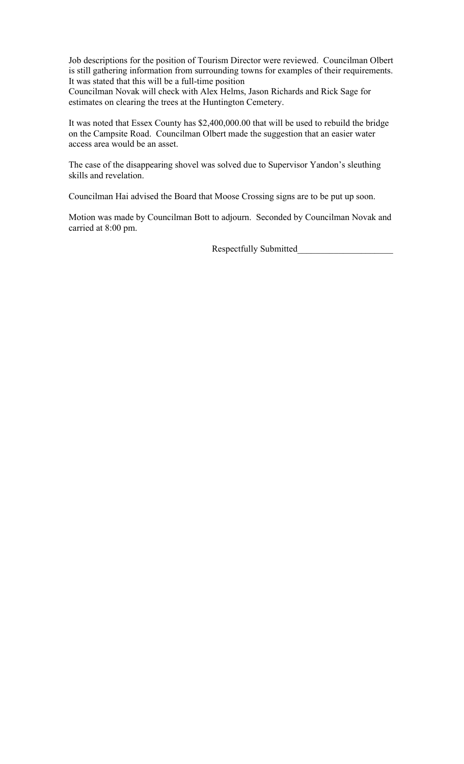Job descriptions for the position of Tourism Director were reviewed. Councilman Olbert is still gathering information from surrounding towns for examples of their requirements. It was stated that this will be a full-time position
Councilman Novak will check with Alex Helms, Jason Richards and Rick Sage for estimates on clearing the trees at the Huntington Cemetery.

It was noted that Essex County has $2,400,000.00 that will be used to rebuild the bridge on the Campsite Road. Councilman Olbert made the suggestion that an easier water access area would be an asset.

The case of the disappearing shovel was solved due to Supervisor Yandon's sleuthing skills and revelation.

Councilman Hai advised the Board that Moose Crossing signs are to be put up soon.

Motion was made by Councilman Bott to adjourn. Seconded by Councilman Novak and carried at 8:00 pm.

Respectfully Submitted_____________________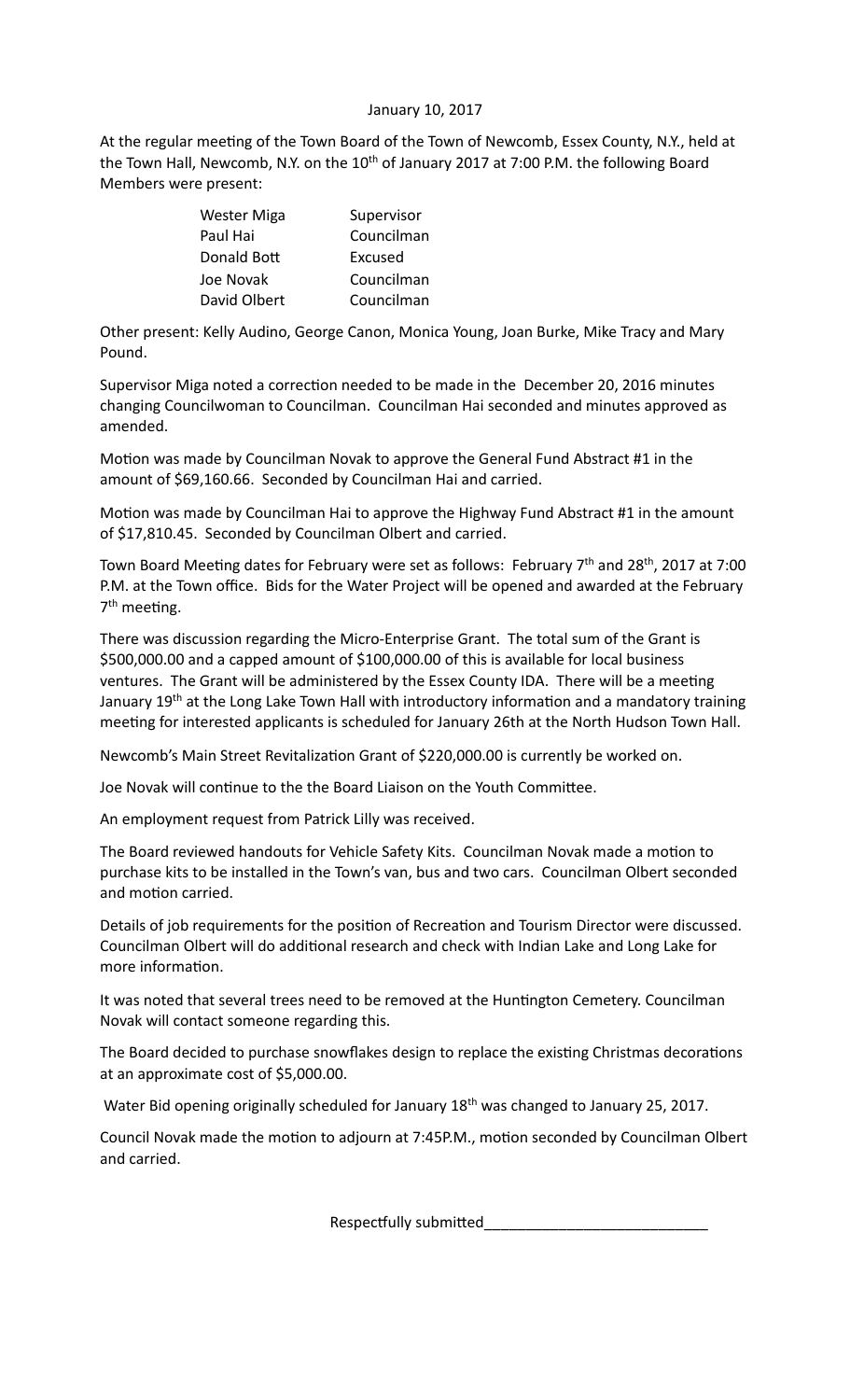January 10, 2017

At the regular meeting of the Town Board of the Town of Newcomb, Essex County, N.Y., held at the Town Hall, Newcomb, N.Y. on the 10th of January 2017 at 7:00 P.M. the following Board Members were present:

| | |
|---|---|
| Wester Miga | Supervisor |
| Paul Hai | Councilman |
| Donald Bott | Excused |
| Joe Novak | Councilman |
| David Olbert | Councilman |

Other present: Kelly Audino, George Canon, Monica Young, Joan Burke, Mike Tracy and Mary Pound.

Supervisor Miga noted a correction needed to be made in the December 20, 2016 minutes changing Councilwoman to Councilman. Councilman Hai seconded and minutes approved as amended.

Motion was made by Councilman Novak to approve the General Fund Abstract #1 in the amount of $69,160.66. Seconded by Councilman Hai and carried.

Motion was made by Councilman Hai to approve the Highway Fund Abstract #1 in the amount of $17,810.45. Seconded by Councilman Olbert and carried.

Town Board Meeting dates for February were set as follows: February 7th and 28th, 2017 at 7:00 P.M. at the Town office. Bids for the Water Project will be opened and awarded at the February 7th meeting.

There was discussion regarding the Micro-Enterprise Grant. The total sum of the Grant is $500,000.00 and a capped amount of $100,000.00 of this is available for local business ventures. The Grant will be administered by the Essex County IDA. There will be a meeting January 19th at the Long Lake Town Hall with introductory information and a mandatory training meeting for interested applicants is scheduled for January 26th at the North Hudson Town Hall.

Newcomb's Main Street Revitalization Grant of $220,000.00 is currently be worked on.

Joe Novak will continue to the the Board Liaison on the Youth Committee.

An employment request from Patrick Lilly was received.

The Board reviewed handouts for Vehicle Safety Kits. Councilman Novak made a motion to purchase kits to be installed in the Town's van, bus and two cars. Councilman Olbert seconded and motion carried.

Details of job requirements for the position of Recreation and Tourism Director were discussed. Councilman Olbert will do additional research and check with Indian Lake and Long Lake for more information.

It was noted that several trees need to be removed at the Huntington Cemetery. Councilman Novak will contact someone regarding this.

The Board decided to purchase snowflakes design to replace the existing Christmas decorations at an approximate cost of $5,000.00.

Water Bid opening originally scheduled for January 18th was changed to January 25, 2017.

Council Novak made the motion to adjourn at 7:45P.M., motion seconded by Councilman Olbert and carried.

Respectfully submitted___________________________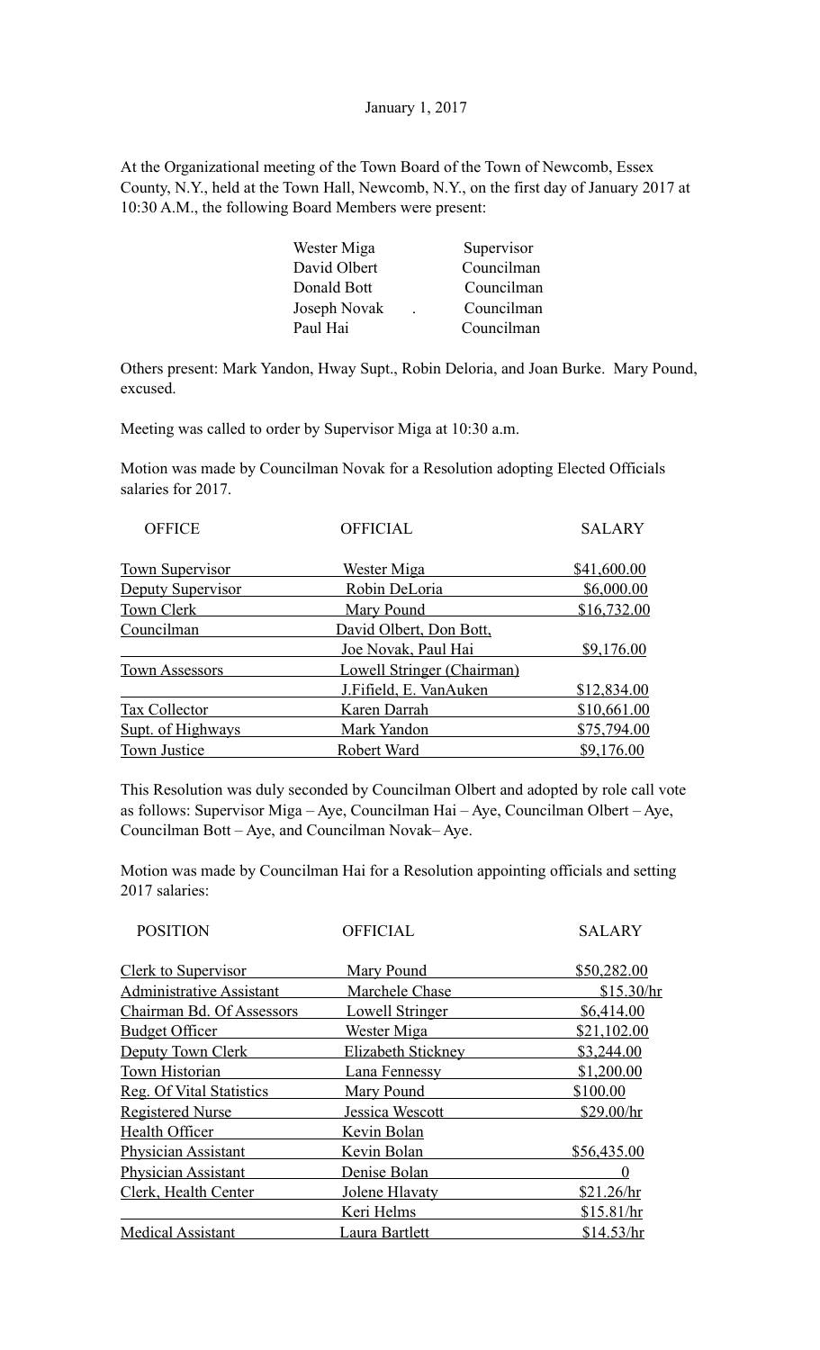January 1, 2017

At the Organizational meeting of the Town Board of the Town of Newcomb, Essex County, N.Y., held at the Town Hall, Newcomb, N.Y., on the first day of January 2017 at 10:30 A.M., the following Board Members were present:

| | |
|---|---|
| Wester Miga | Supervisor |
| David Olbert | Councilman |
| Donald Bott | Councilman |
| Joseph Novak . | Councilman |
| Paul Hai | Councilman |

Others present: Mark Yandon, Hway Supt., Robin Deloria, and Joan Burke. Mary Pound, excused.

Meeting was called to order by Supervisor Miga at 10:30 a.m.

Motion was made by Councilman Novak for a Resolution adopting Elected Officials salaries for 2017.

| OFFICE | OFFICIAL | SALARY |
|---|---|---|
| Town Supervisor | Wester Miga | $41,600.00 |
| Deputy Supervisor | Robin DeLoria | $6,000.00 |
| Town Clerk | Mary Pound | $16,732.00 |
| Councilman | David Olbert, Don Bott, | |
| | Joe Novak, Paul Hai | $9,176.00 |
| Town Assessors | Lowell Stringer (Chairman) | |
| | J.Fifield, E. VanAuken | $12,834.00 |
| Tax Collector | Karen Darrah | $10,661.00 |
| Supt. of Highways | Mark Yandon | $75,794.00 |
| Town Justice | Robert Ward | $9,176.00 |

This Resolution was duly seconded by Councilman Olbert and adopted by role call vote as follows: Supervisor Miga – Aye, Councilman Hai – Aye, Councilman Olbert – Aye, Councilman Bott – Aye, and Councilman Novak– Aye.

Motion was made by Councilman Hai for a Resolution appointing officials and setting 2017 salaries:

| POSITION | OFFICIAL | SALARY |
|---|---|---|
| Clerk to Supervisor | Mary Pound | $50,282.00 |
| Administrative Assistant | Marchele Chase | $15.30/hr |
| Chairman Bd. Of Assessors | Lowell Stringer | $6,414.00 |
| Budget Officer | Wester Miga | $21,102.00 |
| Deputy Town Clerk | Elizabeth Stickney | $3,244.00 |
| Town Historian | Lana Fennessy | $1,200.00 |
| Reg. Of Vital Statistics | Mary Pound | $100.00 |
| Registered Nurse | Jessica Wescott | $29.00/hr |
| Health Officer | Kevin Bolan | |
| Physician Assistant | Kevin Bolan | $56,435.00 |
| Physician Assistant | Denise Bolan | 0 |
| Clerk, Health Center | Jolene Hlavaty | $21.26/hr |
| | Keri Helms | $15.81/hr |
| Medical Assistant | Laura Bartlett | $14.53/hr |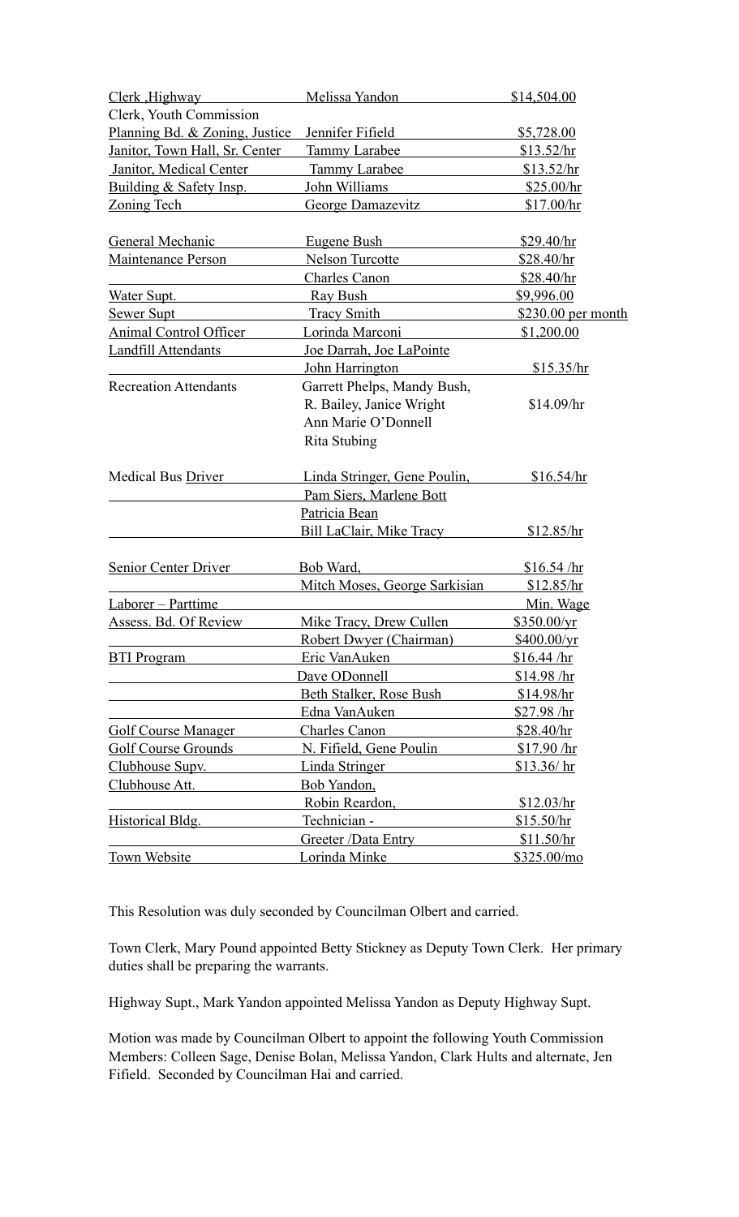| | | |
|---|---|---|
| Clerk ,Highway | Melissa Yandon | $14,504.00 |
| Clerk, Youth Commission | | |
| Planning Bd. & Zoning, Justice | Jennifer Fifield | $5,728.00 |
| Janitor, Town Hall, Sr. Center | Tammy Larabee | $13.52/hr |
| Janitor, Medical Center | Tammy Larabee | $13.52/hr |
| Building & Safety Insp. | John Williams | $25.00/hr |
| Zoning Tech | George Damazevitz | $17.00/hr |
| General Mechanic | Eugene Bush | $29.40/hr |
| Maintenance Person | Nelson Turcotte | $28.40/hr |
| | Charles Canon | $28.40/hr |
| Water Supt. | Ray Bush | $9,996.00 |
| Sewer Supt | Tracy Smith | $230.00 per month |
| Animal Control Officer | Lorinda Marconi | $1,200.00 |
| Landfill Attendants | Joe Darrah, Joe LaPointe | |
| | John Harrington | $15.35/hr |
| Recreation Attendants | Garrett Phelps, Mandy Bush, R. Bailey, Janice Wright Ann Marie O'Donnell Rita Stubing | $14.09/hr |
| Medical Bus Driver | Linda Stringer, Gene Poulin, | $16.54/hr |
| | Pam Siers, Marlene Bott | |
| | Patricia Bean | |
| | Bill LaClair, Mike Tracy | $12.85/hr |
| Senior Center Driver | Bob Ward, | $16.54 /hr |
| | Mitch Moses, George Sarkisian | $12.85/hr |
| Laborer – Parttime | | Min. Wage |
| Assess. Bd. Of Review | Mike Tracy, Drew Cullen | $350.00/yr |
| | Robert Dwyer (Chairman) | $400.00/yr |
| BTI Program | Eric VanAuken | $16.44 /hr |
| | Dave ODonnell | $14.98 /hr |
| | Beth Stalker, Rose Bush | $14.98/hr |
| | Edna VanAuken | $27.98 /hr |
| Golf Course Manager | Charles Canon | $28.40/hr |
| Golf Course Grounds | N. Fifield, Gene Poulin | $17.90 /hr |
| Clubhouse Supv. | Linda Stringer | $13.36/ hr |
| Clubhouse Att. | Bob Yandon, | |
| | Robin Reardon, | $12.03/hr |
| Historical Bldg. | Technician - | $15.50/hr |
| | Greeter /Data Entry | $11.50/hr |
| Town Website | Lorinda Minke | $325.00/mo |

This Resolution was duly seconded by Councilman Olbert and carried.

Town Clerk, Mary Pound appointed Betty Stickney as Deputy Town Clerk. Her primary duties shall be preparing the warrants.

Highway Supt., Mark Yandon appointed Melissa Yandon as Deputy Highway Supt.

Motion was made by Councilman Olbert to appoint the following Youth Commission Members: Colleen Sage, Denise Bolan, Melissa Yandon, Clark Hults and alternate, Jen Fifield. Seconded by Councilman Hai and carried.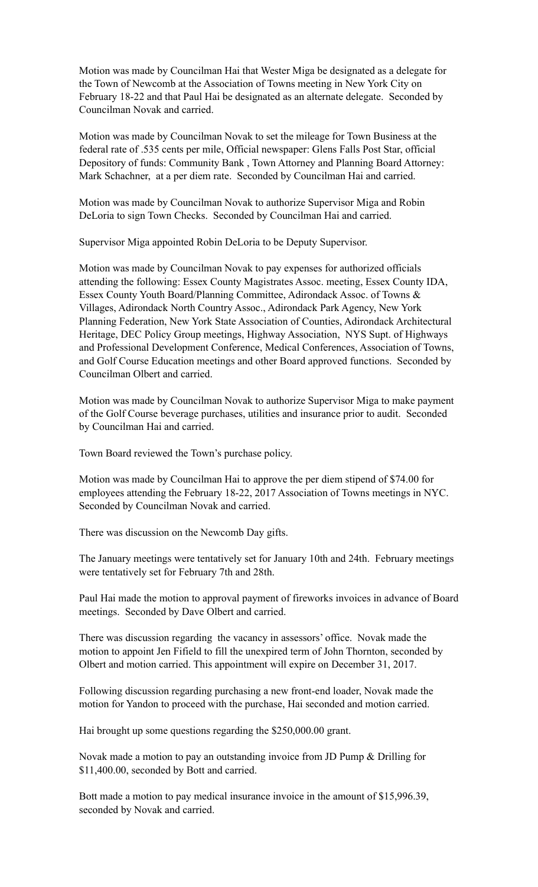Motion was made by Councilman Hai that Wester Miga be designated as a delegate for the Town of Newcomb at the Association of Towns meeting in New York City on February 18-22 and that Paul Hai be designated as an alternate delegate. Seconded by Councilman Novak and carried.

Motion was made by Councilman Novak to set the mileage for Town Business at the federal rate of .535 cents per mile, Official newspaper: Glens Falls Post Star, official Depository of funds: Community Bank , Town Attorney and Planning Board Attorney: Mark Schachner, at a per diem rate. Seconded by Councilman Hai and carried.

Motion was made by Councilman Novak to authorize Supervisor Miga and Robin DeLoria to sign Town Checks. Seconded by Councilman Hai and carried.

Supervisor Miga appointed Robin DeLoria to be Deputy Supervisor.

Motion was made by Councilman Novak to pay expenses for authorized officials attending the following: Essex County Magistrates Assoc. meeting, Essex County IDA, Essex County Youth Board/Planning Committee, Adirondack Assoc. of Towns & Villages, Adirondack North Country Assoc., Adirondack Park Agency, New York Planning Federation, New York State Association of Counties, Adirondack Architectural Heritage, DEC Policy Group meetings, Highway Association, NYS Supt. of Highways and Professional Development Conference, Medical Conferences, Association of Towns, and Golf Course Education meetings and other Board approved functions. Seconded by Councilman Olbert and carried.

Motion was made by Councilman Novak to authorize Supervisor Miga to make payment of the Golf Course beverage purchases, utilities and insurance prior to audit. Seconded by Councilman Hai and carried.

Town Board reviewed the Town's purchase policy.

Motion was made by Councilman Hai to approve the per diem stipend of $74.00 for employees attending the February 18-22, 2017 Association of Towns meetings in NYC. Seconded by Councilman Novak and carried.

There was discussion on the Newcomb Day gifts.

The January meetings were tentatively set for January 10th and 24th. February meetings were tentatively set for February 7th and 28th.

Paul Hai made the motion to approval payment of fireworks invoices in advance of Board meetings. Seconded by Dave Olbert and carried.

There was discussion regarding the vacancy in assessors' office. Novak made the motion to appoint Jen Fifield to fill the unexpired term of John Thornton, seconded by Olbert and motion carried. This appointment will expire on December 31, 2017.

Following discussion regarding purchasing a new front-end loader, Novak made the motion for Yandon to proceed with the purchase, Hai seconded and motion carried.

Hai brought up some questions regarding the $250,000.00 grant.

Novak made a motion to pay an outstanding invoice from JD Pump & Drilling for $11,400.00, seconded by Bott and carried.

Bott made a motion to pay medical insurance invoice in the amount of $15,996.39, seconded by Novak and carried.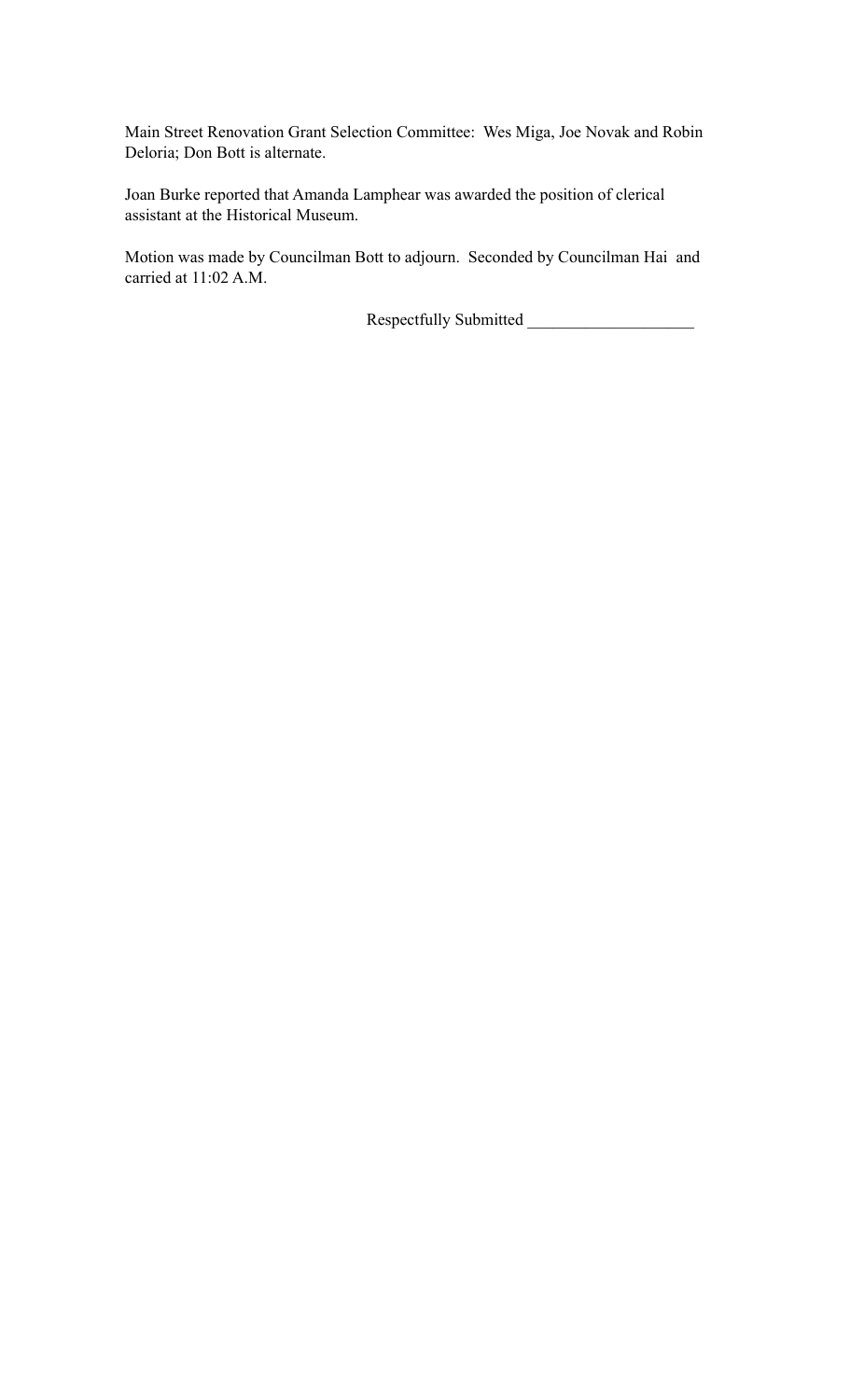Main Street Renovation Grant Selection Committee: Wes Miga, Joe Novak and Robin Deloria; Don Bott is alternate.

Joan Burke reported that Amanda Lamphear was awarded the position of clerical assistant at the Historical Museum.

Motion was made by Councilman Bott to adjourn. Seconded by Councilman Hai and carried at 11:02 A.M.

Respectfully Submitted ____________________